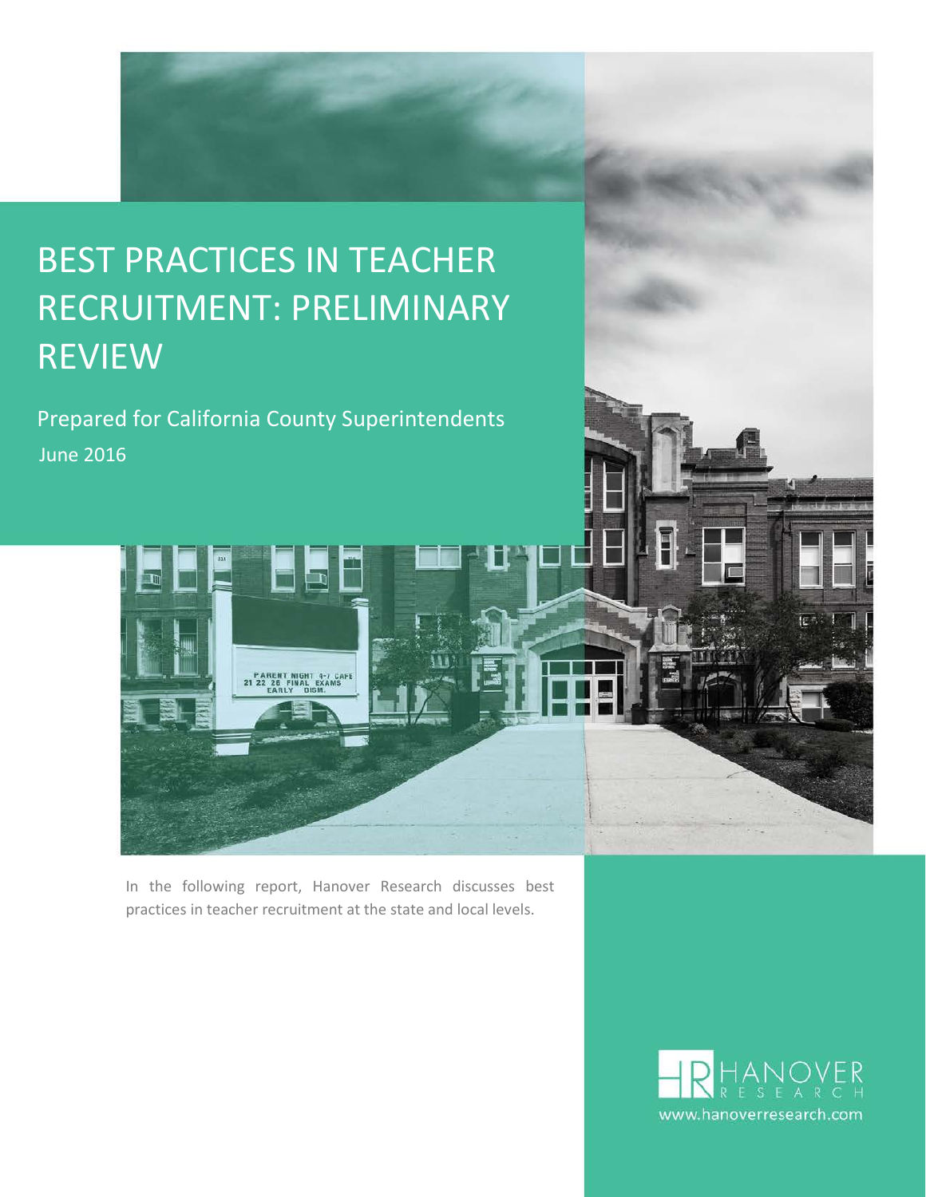# BEST PRACTICES IN TEACHER RECRUITMENT: PRELIMINARY REVIEW

Prepared for California County Superintendents

June 2016

In the following report, Hanover Research discusses best practices in teacher recruitment at the state and local levels.

HANOVER RESEARCH

www.hanoverresearch.com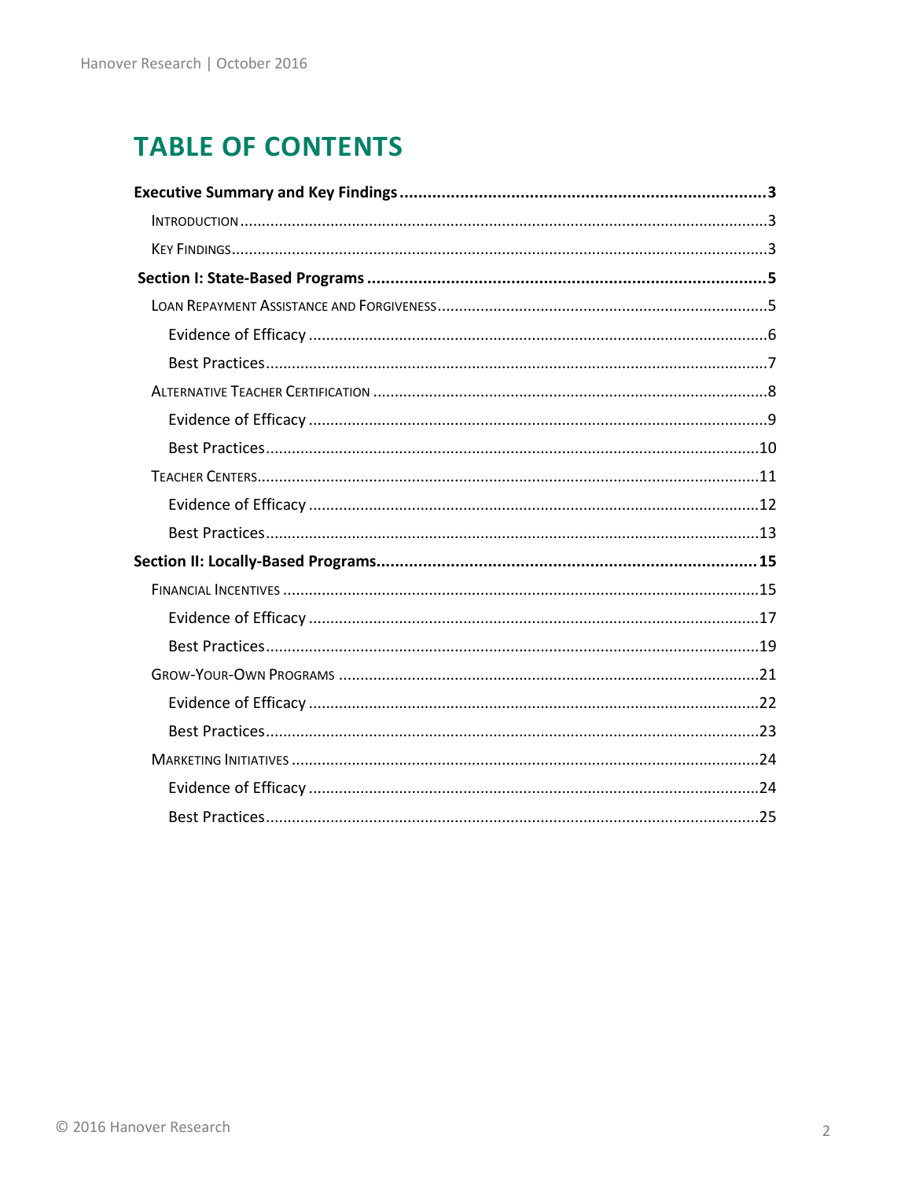# TABLE OF CONTENTS

**Executive Summary and Key Findings** .......... **3**

- Introduction .......... 3
- Key Findings .......... 3

**Section I: State-Based Programs** .......... **5**

- Loan Repayment Assistance and Forgiveness .......... 5
  - Evidence of Efficacy .......... 6
  - Best Practices .......... 7
- Alternative Teacher Certification .......... 8
  - Evidence of Efficacy .......... 9
  - Best Practices .......... 10
- Teacher Centers .......... 11
  - Evidence of Efficacy .......... 12
  - Best Practices .......... 13

**Section II: Locally-Based Programs** .......... **15**

- Financial Incentives .......... 15
  - Evidence of Efficacy .......... 17
  - Best Practices .......... 19
- Grow-Your-Own Programs .......... 21
  - Evidence of Efficacy .......... 22
  - Best Practices .......... 23
- Marketing Initiatives .......... 24
  - Evidence of Efficacy .......... 24
  - Best Practices .......... 25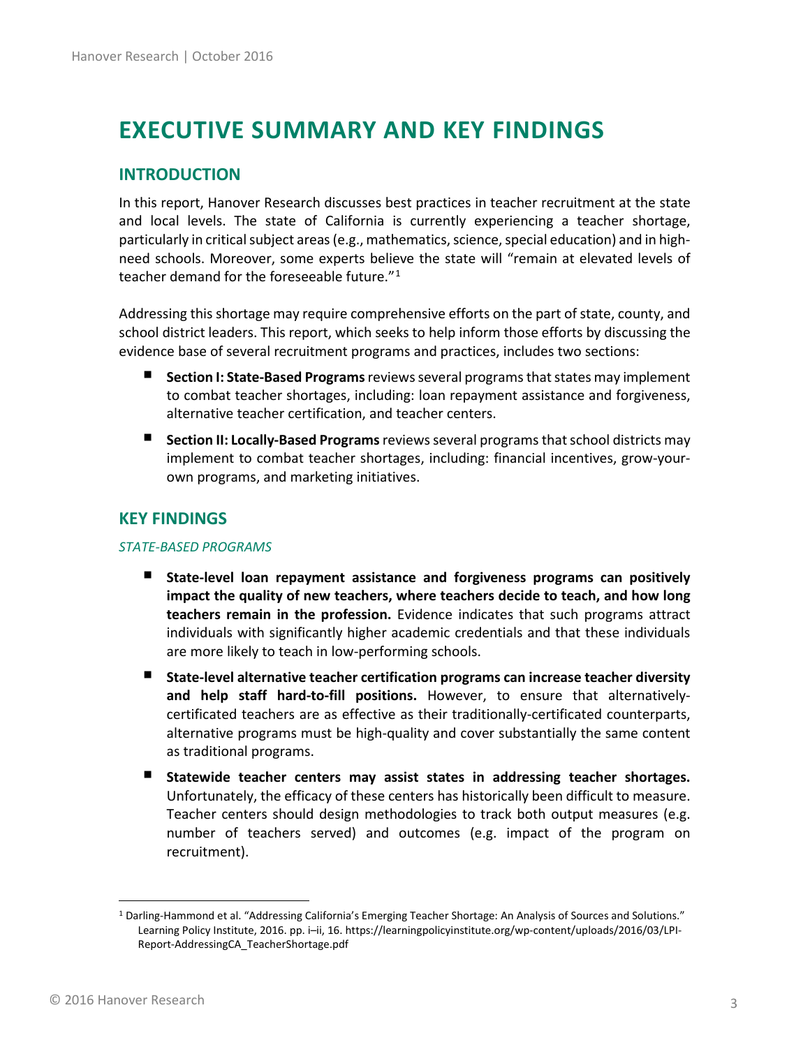# EXECUTIVE SUMMARY AND KEY FINDINGS

## INTRODUCTION

In this report, Hanover Research discusses best practices in teacher recruitment at the state and local levels. The state of California is currently experiencing a teacher shortage, particularly in critical subject areas (e.g., mathematics, science, special education) and in high-need schools. Moreover, some experts believe the state will "remain at elevated levels of teacher demand for the foreseeable future."[1]

Addressing this shortage may require comprehensive efforts on the part of state, county, and school district leaders. This report, which seeks to help inform those efforts by discussing the evidence base of several recruitment programs and practices, includes two sections:

- **Section I: State-Based Programs** reviews several programs that states may implement to combat teacher shortages, including: loan repayment assistance and forgiveness, alternative teacher certification, and teacher centers.
- **Section II: Locally-Based Programs** reviews several programs that school districts may implement to combat teacher shortages, including: financial incentives, grow-your-own programs, and marketing initiatives.

## KEY FINDINGS

*STATE-BASED PROGRAMS*

- **State-level loan repayment assistance and forgiveness programs can positively impact the quality of new teachers, where teachers decide to teach, and how long teachers remain in the profession.** Evidence indicates that such programs attract individuals with significantly higher academic credentials and that these individuals are more likely to teach in low-performing schools.
- **State-level alternative teacher certification programs can increase teacher diversity and help staff hard-to-fill positions.** However, to ensure that alternatively-certificated teachers are as effective as their traditionally-certificated counterparts, alternative programs must be high-quality and cover substantially the same content as traditional programs.
- **Statewide teacher centers may assist states in addressing teacher shortages.** Unfortunately, the efficacy of these centers has historically been difficult to measure. Teacher centers should design methodologies to track both output measures (e.g. number of teachers served) and outcomes (e.g. impact of the program on recruitment).

[1] Darling-Hammond et al. "Addressing California's Emerging Teacher Shortage: An Analysis of Sources and Solutions." Learning Policy Institute, 2016. pp. i–ii, 16. https://learningpolicyinstitute.org/wp-content/uploads/2016/03/LPI-Report-AddressingCA_TeacherShortage.pdf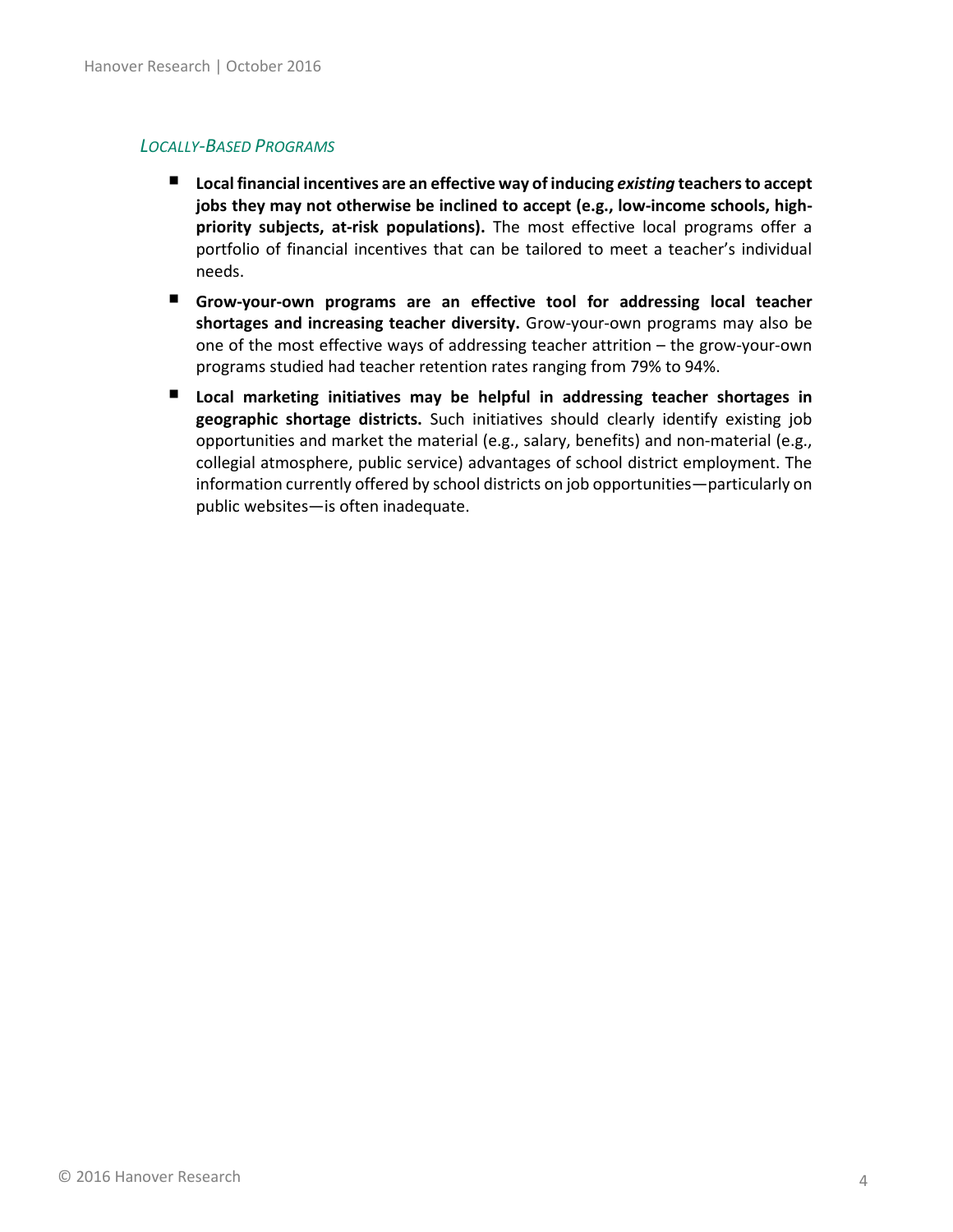### *Locally-Based Programs*

- **Local financial incentives are an effective way of inducing *existing* teachers to accept jobs they may not otherwise be inclined to accept (e.g., low-income schools, high-priority subjects, at-risk populations).** The most effective local programs offer a portfolio of financial incentives that can be tailored to meet a teacher's individual needs.
- **Grow-your-own programs are an effective tool for addressing local teacher shortages and increasing teacher diversity.** Grow-your-own programs may also be one of the most effective ways of addressing teacher attrition – the grow-your-own programs studied had teacher retention rates ranging from 79% to 94%.
- **Local marketing initiatives may be helpful in addressing teacher shortages in geographic shortage districts.** Such initiatives should clearly identify existing job opportunities and market the material (e.g., salary, benefits) and non-material (e.g., collegial atmosphere, public service) advantages of school district employment. The information currently offered by school districts on job opportunities—particularly on public websites—is often inadequate.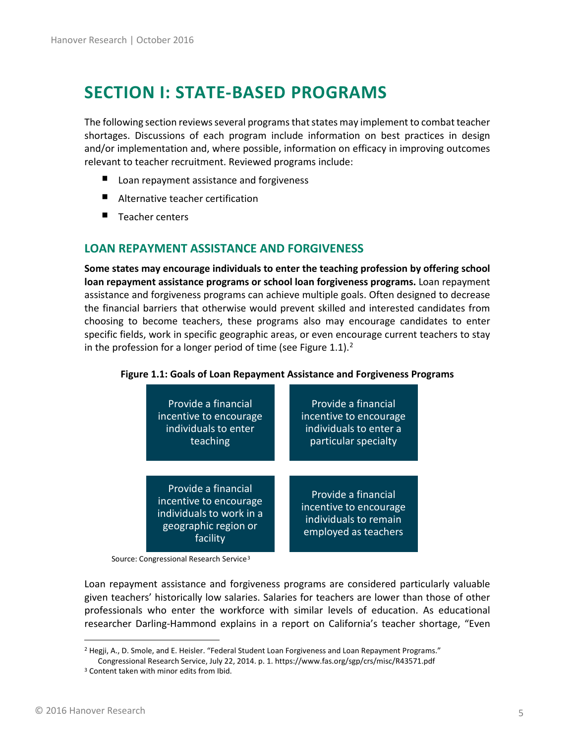# SECTION I: STATE-BASED PROGRAMS

The following section reviews several programs that states may implement to combat teacher shortages. Discussions of each program include information on best practices in design and/or implementation and, where possible, information on efficacy in improving outcomes relevant to teacher recruitment. Reviewed programs include:

- Loan repayment assistance and forgiveness
- Alternative teacher certification
- Teacher centers

## LOAN REPAYMENT ASSISTANCE AND FORGIVENESS

**Some states may encourage individuals to enter the teaching profession by offering school loan repayment assistance programs or school loan forgiveness programs.** Loan repayment assistance and forgiveness programs can achieve multiple goals. Often designed to decrease the financial barriers that otherwise would prevent skilled and interested candidates from choosing to become teachers, these programs also may encourage candidates to enter specific fields, work in specific geographic areas, or even encourage current teachers to stay in the profession for a longer period of time (see Figure 1.1).[2]

**Figure 1.1: Goals of Loan Repayment Assistance and Forgiveness Programs**

| | |
|---|---|
| Provide a financial incentive to encourage individuals to enter teaching | Provide a financial incentive to encourage individuals to enter a particular specialty |
| Provide a financial incentive to encourage individuals to work in a geographic region or facility | Provide a financial incentive to encourage individuals to remain employed as teachers |

Source: Congressional Research Service[3]

Loan repayment assistance and forgiveness programs are considered particularly valuable given teachers' historically low salaries. Salaries for teachers are lower than those of other professionals who enter the workforce with similar levels of education. As educational researcher Darling-Hammond explains in a report on California's teacher shortage, "Even

[2] Hegji, A., D. Smole, and E. Heisler. "Federal Student Loan Forgiveness and Loan Repayment Programs." Congressional Research Service, July 22, 2014. p. 1. https://www.fas.org/sgp/crs/misc/R43571.pdf

[3] Content taken with minor edits from Ibid.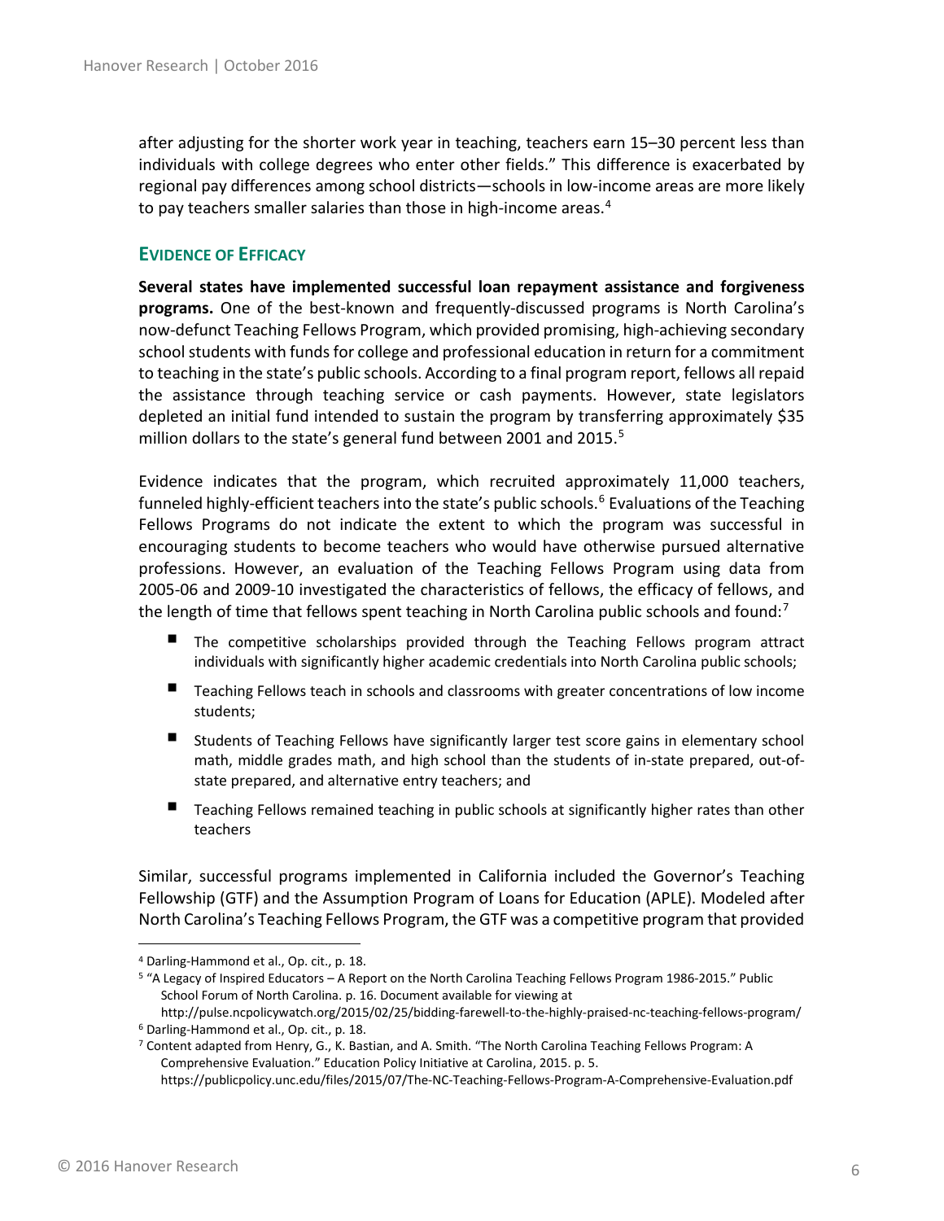after adjusting for the shorter work year in teaching, teachers earn 15–30 percent less than individuals with college degrees who enter other fields." This difference is exacerbated by regional pay differences among school districts—schools in low-income areas are more likely to pay teachers smaller salaries than those in high-income areas.[4]

### EVIDENCE OF EFFICACY

**Several states have implemented successful loan repayment assistance and forgiveness programs.** One of the best-known and frequently-discussed programs is North Carolina's now-defunct Teaching Fellows Program, which provided promising, high-achieving secondary school students with funds for college and professional education in return for a commitment to teaching in the state's public schools. According to a final program report, fellows all repaid the assistance through teaching service or cash payments. However, state legislators depleted an initial fund intended to sustain the program by transferring approximately $35 million dollars to the state's general fund between 2001 and 2015.[5]

Evidence indicates that the program, which recruited approximately 11,000 teachers, funneled highly-efficient teachers into the state's public schools.[6] Evaluations of the Teaching Fellows Programs do not indicate the extent to which the program was successful in encouraging students to become teachers who would have otherwise pursued alternative professions. However, an evaluation of the Teaching Fellows Program using data from 2005-06 and 2009-10 investigated the characteristics of fellows, the efficacy of fellows, and the length of time that fellows spent teaching in North Carolina public schools and found:[7]

- The competitive scholarships provided through the Teaching Fellows program attract individuals with significantly higher academic credentials into North Carolina public schools;
- Teaching Fellows teach in schools and classrooms with greater concentrations of low income students;
- Students of Teaching Fellows have significantly larger test score gains in elementary school math, middle grades math, and high school than the students of in-state prepared, out-of-state prepared, and alternative entry teachers; and
- Teaching Fellows remained teaching in public schools at significantly higher rates than other teachers

Similar, successful programs implemented in California included the Governor's Teaching Fellowship (GTF) and the Assumption Program of Loans for Education (APLE). Modeled after North Carolina's Teaching Fellows Program, the GTF was a competitive program that provided

---

[4] Darling-Hammond et al., Op. cit., p. 18.

[5] "A Legacy of Inspired Educators – A Report on the North Carolina Teaching Fellows Program 1986-2015." Public School Forum of North Carolina. p. 16. Document available for viewing at http://pulse.ncpolicywatch.org/2015/02/25/bidding-farewell-to-the-highly-praised-nc-teaching-fellows-program/

[6] Darling-Hammond et al., Op. cit., p. 18.

[7] Content adapted from Henry, G., K. Bastian, and A. Smith. "The North Carolina Teaching Fellows Program: A Comprehensive Evaluation." Education Policy Initiative at Carolina, 2015. p. 5. https://publicpolicy.unc.edu/files/2015/07/The-NC-Teaching-Fellows-Program-A-Comprehensive-Evaluation.pdf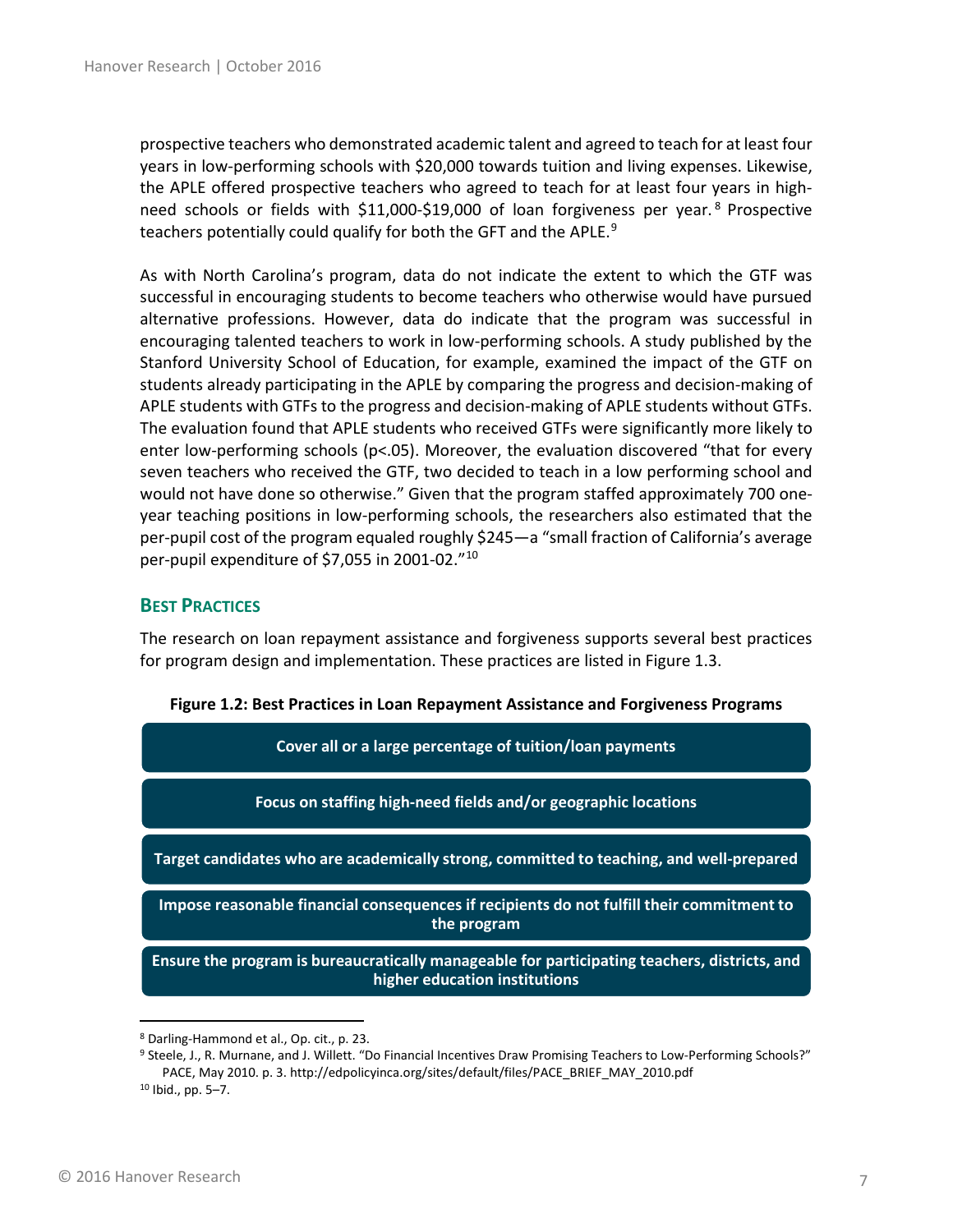prospective teachers who demonstrated academic talent and agreed to teach for at least four years in low-performing schools with $20,000 towards tuition and living expenses. Likewise, the APLE offered prospective teachers who agreed to teach for at least four years in high-need schools or fields with $11,000-$19,000 of loan forgiveness per year.[8] Prospective teachers potentially could qualify for both the GFT and the APLE.[9]

As with North Carolina's program, data do not indicate the extent to which the GTF was successful in encouraging students to become teachers who otherwise would have pursued alternative professions. However, data do indicate that the program was successful in encouraging talented teachers to work in low-performing schools. A study published by the Stanford University School of Education, for example, examined the impact of the GTF on students already participating in the APLE by comparing the progress and decision-making of APLE students with GTFs to the progress and decision-making of APLE students without GTFs. The evaluation found that APLE students who received GTFs were significantly more likely to enter low-performing schools ($p<.05$). Moreover, the evaluation discovered "that for every seven teachers who received the GTF, two decided to teach in a low performing school and would not have done so otherwise." Given that the program staffed approximately 700 one-year teaching positions in low-performing schools, the researchers also estimated that the per-pupil cost of the program equaled roughly $245—a "small fraction of California's average per-pupil expenditure of $7,055 in 2001-02."[10]

## BEST PRACTICES

The research on loan repayment assistance and forgiveness supports several best practices for program design and implementation. These practices are listed in Figure 1.3.

**Figure 1.2: Best Practices in Loan Repayment Assistance and Forgiveness Programs**

- **Cover all or a large percentage of tuition/loan payments**
- **Focus on staffing high-need fields and/or geographic locations**
- **Target candidates who are academically strong, committed to teaching, and well-prepared**
- **Impose reasonable financial consequences if recipients do not fulfill their commitment to the program**
- **Ensure the program is bureaucratically manageable for participating teachers, districts, and higher education institutions**

---

[8] Darling-Hammond et al., Op. cit., p. 23.

[9] Steele, J., R. Murnane, and J. Willett. "Do Financial Incentives Draw Promising Teachers to Low-Performing Schools?" PACE, May 2010. p. 3. http://edpolicyinca.org/sites/default/files/PACE_BRIEF_MAY_2010.pdf

[10] Ibid., pp. 5–7.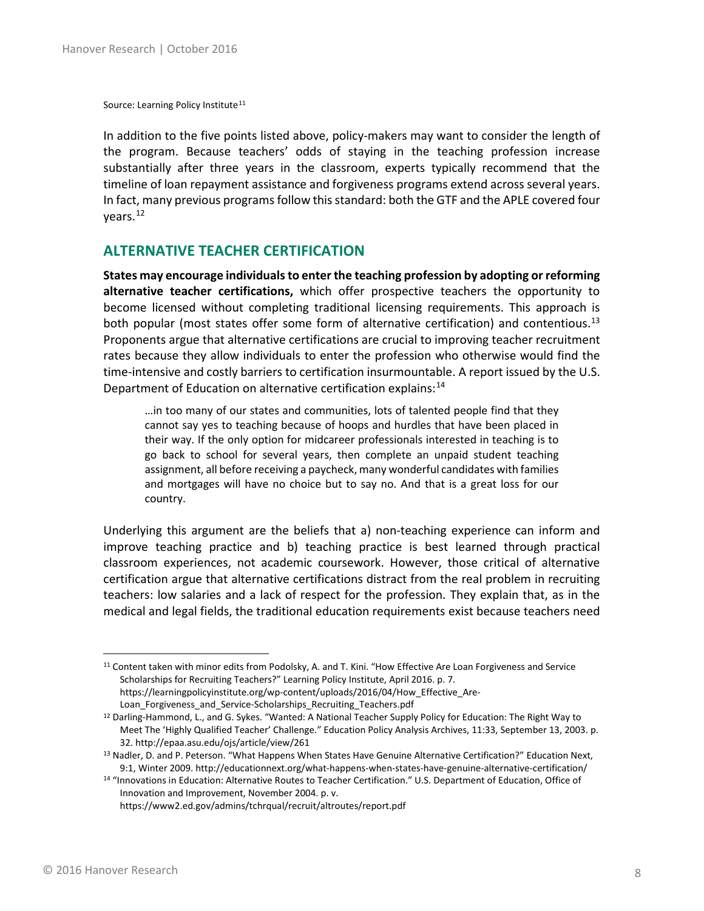Source: Learning Policy Institute[11]

In addition to the five points listed above, policy-makers may want to consider the length of the program. Because teachers' odds of staying in the teaching profession increase substantially after three years in the classroom, experts typically recommend that the timeline of loan repayment assistance and forgiveness programs extend across several years. In fact, many previous programs follow this standard: both the GTF and the APLE covered four years.[12]

## ALTERNATIVE TEACHER CERTIFICATION

**States may encourage individuals to enter the teaching profession by adopting or reforming alternative teacher certifications,** which offer prospective teachers the opportunity to become licensed without completing traditional licensing requirements. This approach is both popular (most states offer some form of alternative certification) and contentious.[13] Proponents argue that alternative certifications are crucial to improving teacher recruitment rates because they allow individuals to enter the profession who otherwise would find the time-intensive and costly barriers to certification insurmountable. A report issued by the U.S. Department of Education on alternative certification explains:[14]

> …in too many of our states and communities, lots of talented people find that they cannot say yes to teaching because of hoops and hurdles that have been placed in their way. If the only option for midcareer professionals interested in teaching is to go back to school for several years, then complete an unpaid student teaching assignment, all before receiving a paycheck, many wonderful candidates with families and mortgages will have no choice but to say no. And that is a great loss for our country.

Underlying this argument are the beliefs that a) non-teaching experience can inform and improve teaching practice and b) teaching practice is best learned through practical classroom experiences, not academic coursework. However, those critical of alternative certification argue that alternative certifications distract from the real problem in recruiting teachers: low salaries and a lack of respect for the profession. They explain that, as in the medical and legal fields, the traditional education requirements exist because teachers need

---

[11] Content taken with minor edits from Podolsky, A. and T. Kini. "How Effective Are Loan Forgiveness and Service Scholarships for Recruiting Teachers?" Learning Policy Institute, April 2016. p. 7. https://learningpolicyinstitute.org/wp-content/uploads/2016/04/How_Effective_Are-Loan_Forgiveness_and_Service-Scholarships_Recruiting_Teachers.pdf

[12] Darling-Hammond, L., and G. Sykes. "Wanted: A National Teacher Supply Policy for Education: The Right Way to Meet The 'Highly Qualified Teacher' Challenge." Education Policy Analysis Archives, 11:33, September 13, 2003. p. 32. http://epaa.asu.edu/ojs/article/view/261

[13] Nadler, D. and P. Peterson. "What Happens When States Have Genuine Alternative Certification?" Education Next, 9:1, Winter 2009. http://educationnext.org/what-happens-when-states-have-genuine-alternative-certification/

[14] "Innovations in Education: Alternative Routes to Teacher Certification." U.S. Department of Education, Office of Innovation and Improvement, November 2004. p. v. https://www2.ed.gov/admins/tchrqual/recruit/altroutes/report.pdf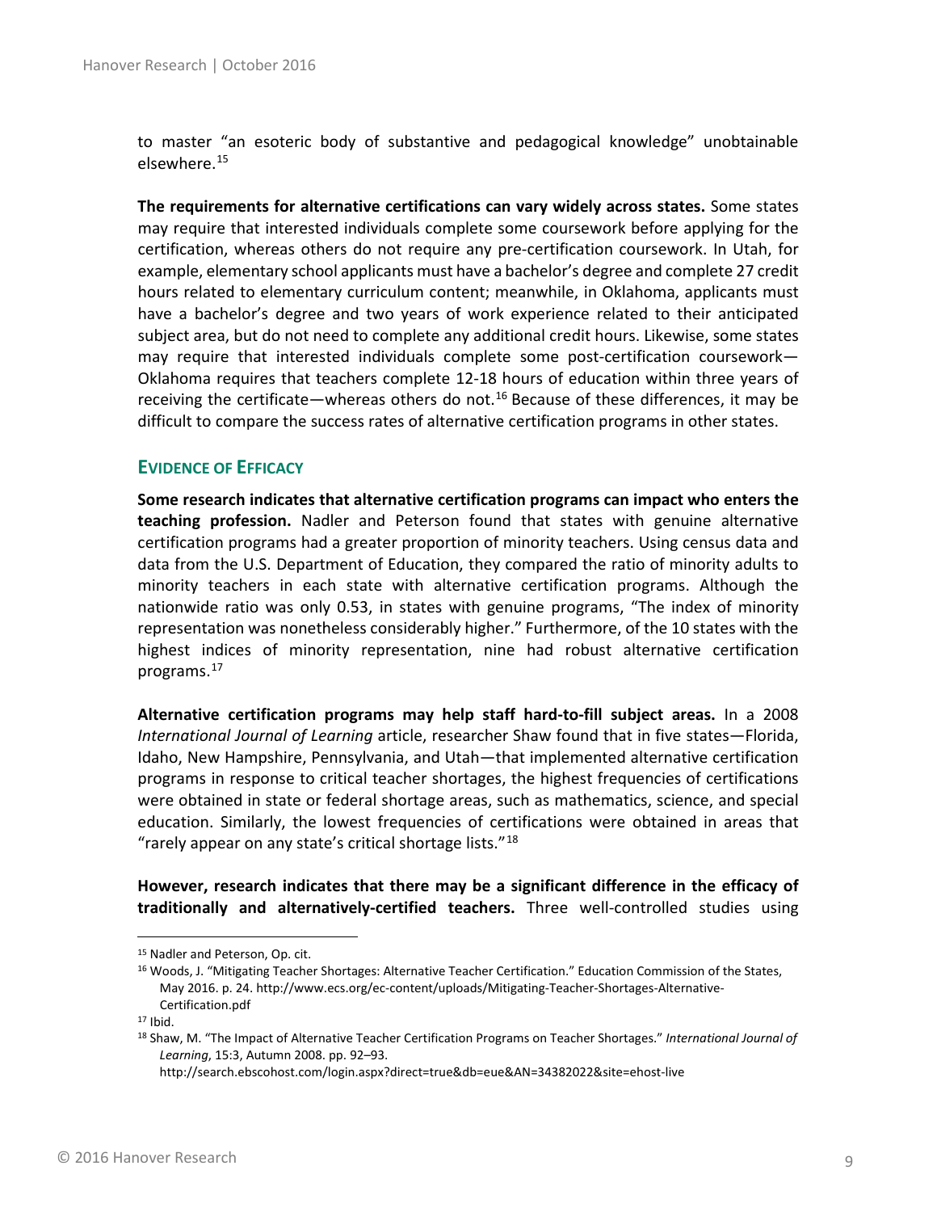to master "an esoteric body of substantive and pedagogical knowledge" unobtainable elsewhere.[15]

**The requirements for alternative certifications can vary widely across states.** Some states may require that interested individuals complete some coursework before applying for the certification, whereas others do not require any pre-certification coursework. In Utah, for example, elementary school applicants must have a bachelor's degree and complete 27 credit hours related to elementary curriculum content; meanwhile, in Oklahoma, applicants must have a bachelor's degree and two years of work experience related to their anticipated subject area, but do not need to complete any additional credit hours. Likewise, some states may require that interested individuals complete some post-certification coursework—Oklahoma requires that teachers complete 12-18 hours of education within three years of receiving the certificate—whereas others do not.[16] Because of these differences, it may be difficult to compare the success rates of alternative certification programs in other states.

### EVIDENCE OF EFFICACY

**Some research indicates that alternative certification programs can impact who enters the teaching profession.** Nadler and Peterson found that states with genuine alternative certification programs had a greater proportion of minority teachers. Using census data and data from the U.S. Department of Education, they compared the ratio of minority adults to minority teachers in each state with alternative certification programs. Although the nationwide ratio was only 0.53, in states with genuine programs, "The index of minority representation was nonetheless considerably higher." Furthermore, of the 10 states with the highest indices of minority representation, nine had robust alternative certification programs.[17]

**Alternative certification programs may help staff hard-to-fill subject areas.** In a 2008 *International Journal of Learning* article, researcher Shaw found that in five states—Florida, Idaho, New Hampshire, Pennsylvania, and Utah—that implemented alternative certification programs in response to critical teacher shortages, the highest frequencies of certifications were obtained in state or federal shortage areas, such as mathematics, science, and special education. Similarly, the lowest frequencies of certifications were obtained in areas that "rarely appear on any state's critical shortage lists."[18]

**However, research indicates that there may be a significant difference in the efficacy of traditionally and alternatively-certified teachers.** Three well-controlled studies using

---

[15] Nadler and Peterson, Op. cit.

[16] Woods, J. "Mitigating Teacher Shortages: Alternative Teacher Certification." Education Commission of the States, May 2016. p. 24. http://www.ecs.org/ec-content/uploads/Mitigating-Teacher-Shortages-Alternative-Certification.pdf

[17] Ibid.

[18] Shaw, M. "The Impact of Alternative Teacher Certification Programs on Teacher Shortages." *International Journal of Learning*, 15:3, Autumn 2008. pp. 92–93. http://search.ebscohost.com/login.aspx?direct=true&db=eue&AN=34382022&site=ehost-live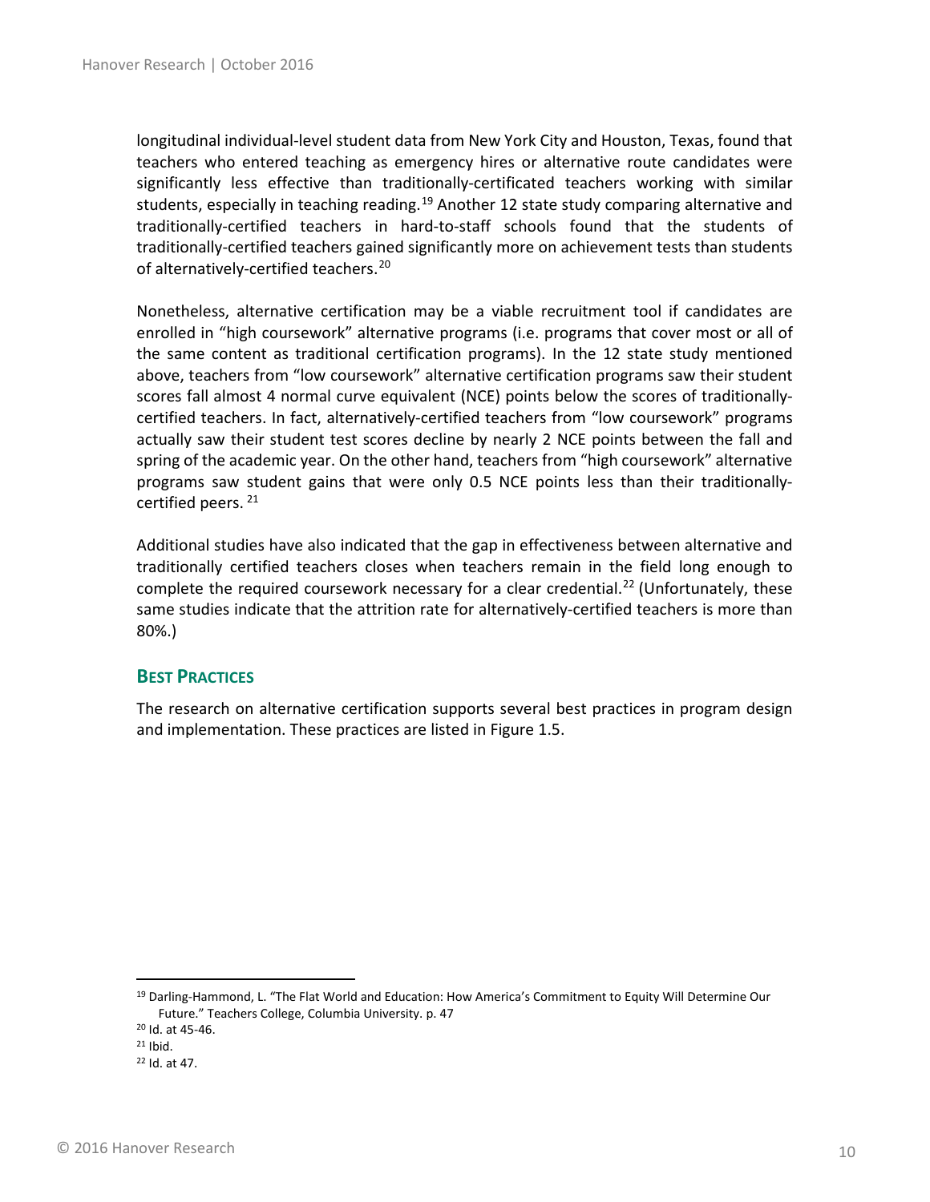longitudinal individual-level student data from New York City and Houston, Texas, found that teachers who entered teaching as emergency hires or alternative route candidates were significantly less effective than traditionally-certificated teachers working with similar students, especially in teaching reading.[19] Another 12 state study comparing alternative and traditionally-certified teachers in hard-to-staff schools found that the students of traditionally-certified teachers gained significantly more on achievement tests than students of alternatively-certified teachers.[20]

Nonetheless, alternative certification may be a viable recruitment tool if candidates are enrolled in "high coursework" alternative programs (i.e. programs that cover most or all of the same content as traditional certification programs). In the 12 state study mentioned above, teachers from "low coursework" alternative certification programs saw their student scores fall almost 4 normal curve equivalent (NCE) points below the scores of traditionally-certified teachers. In fact, alternatively-certified teachers from "low coursework" programs actually saw their student test scores decline by nearly 2 NCE points between the fall and spring of the academic year. On the other hand, teachers from "high coursework" alternative programs saw student gains that were only 0.5 NCE points less than their traditionally-certified peers.[21]

Additional studies have also indicated that the gap in effectiveness between alternative and traditionally certified teachers closes when teachers remain in the field long enough to complete the required coursework necessary for a clear credential.[22] (Unfortunately, these same studies indicate that the attrition rate for alternatively-certified teachers is more than 80%.)

## Best Practices

The research on alternative certification supports several best practices in program design and implementation. These practices are listed in Figure 1.5.

---

[19] Darling-Hammond, L. "The Flat World and Education: How America's Commitment to Equity Will Determine Our Future." Teachers College, Columbia University. p. 47

[20] Id. at 45-46.

[21] Ibid.

[22] Id. at 47.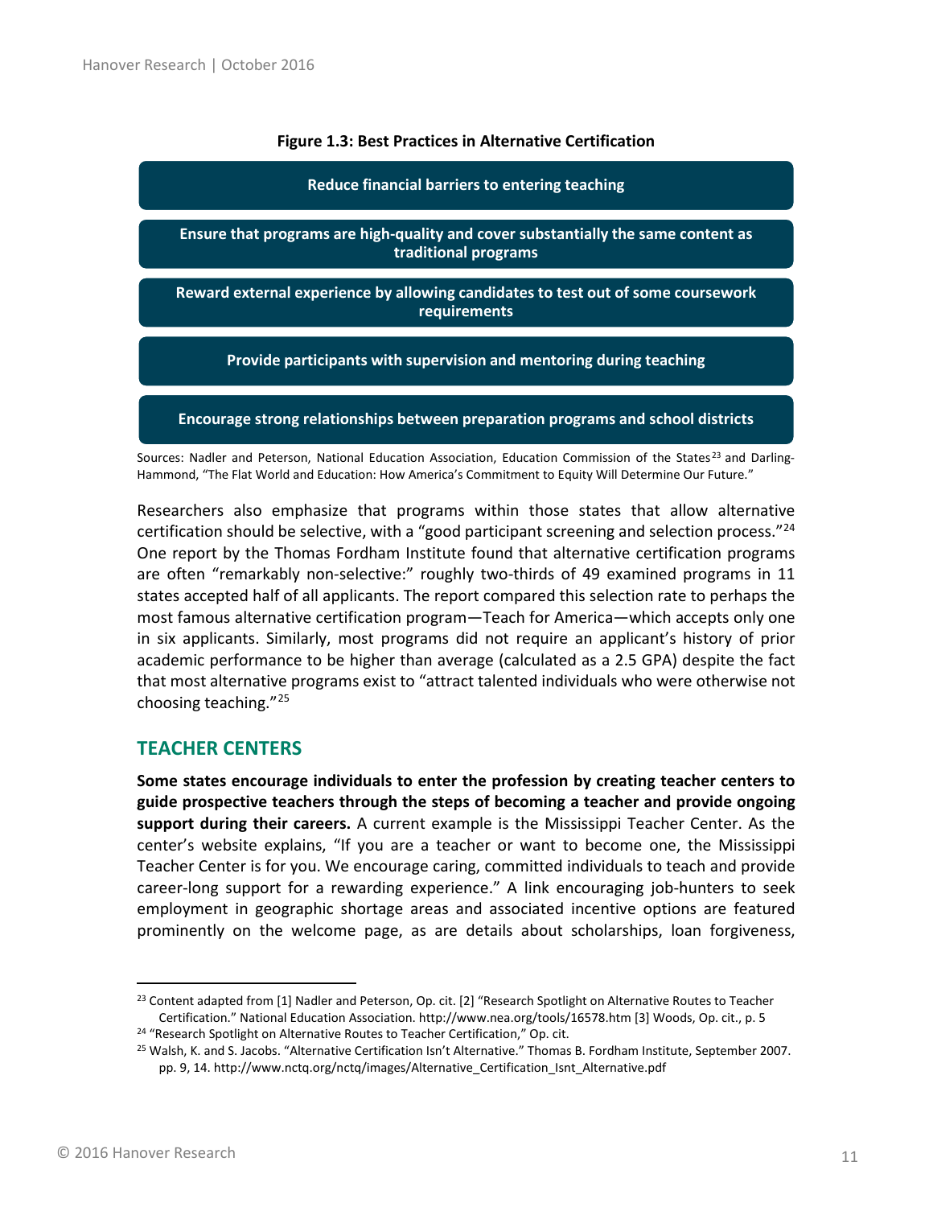**Figure 1.3: Best Practices in Alternative Certification**

- Reduce financial barriers to entering teaching
- Ensure that programs are high-quality and cover substantially the same content as traditional programs
- Reward external experience by allowing candidates to test out of some coursework requirements
- Provide participants with supervision and mentoring during teaching
- Encourage strong relationships between preparation programs and school districts

Sources: Nadler and Peterson, National Education Association, Education Commission of the States[23] and Darling-Hammond, "The Flat World and Education: How America's Commitment to Equity Will Determine Our Future."

Researchers also emphasize that programs within those states that allow alternative certification should be selective, with a "good participant screening and selection process."[24] One report by the Thomas Fordham Institute found that alternative certification programs are often "remarkably non-selective:" roughly two-thirds of 49 examined programs in 11 states accepted half of all applicants. The report compared this selection rate to perhaps the most famous alternative certification program—Teach for America—which accepts only one in six applicants. Similarly, most programs did not require an applicant's history of prior academic performance to be higher than average (calculated as a 2.5 GPA) despite the fact that most alternative programs exist to "attract talented individuals who were otherwise not choosing teaching."[25]

## TEACHER CENTERS

**Some states encourage individuals to enter the profession by creating teacher centers to guide prospective teachers through the steps of becoming a teacher and provide ongoing support during their careers.** A current example is the Mississippi Teacher Center. As the center's website explains, "If you are a teacher or want to become one, the Mississippi Teacher Center is for you. We encourage caring, committed individuals to teach and provide career-long support for a rewarding experience." A link encouraging job-hunters to seek employment in geographic shortage areas and associated incentive options are featured prominently on the welcome page, as are details about scholarships, loan forgiveness,

---

[23] Content adapted from [1] Nadler and Peterson, Op. cit. [2] "Research Spotlight on Alternative Routes to Teacher Certification." National Education Association. http://www.nea.org/tools/16578.htm [3] Woods, Op. cit., p. 5

[24] "Research Spotlight on Alternative Routes to Teacher Certification," Op. cit.

[25] Walsh, K. and S. Jacobs. "Alternative Certification Isn't Alternative." Thomas B. Fordham Institute, September 2007. pp. 9, 14. http://www.nctq.org/nctq/images/Alternative_Certification_Isnt_Alternative.pdf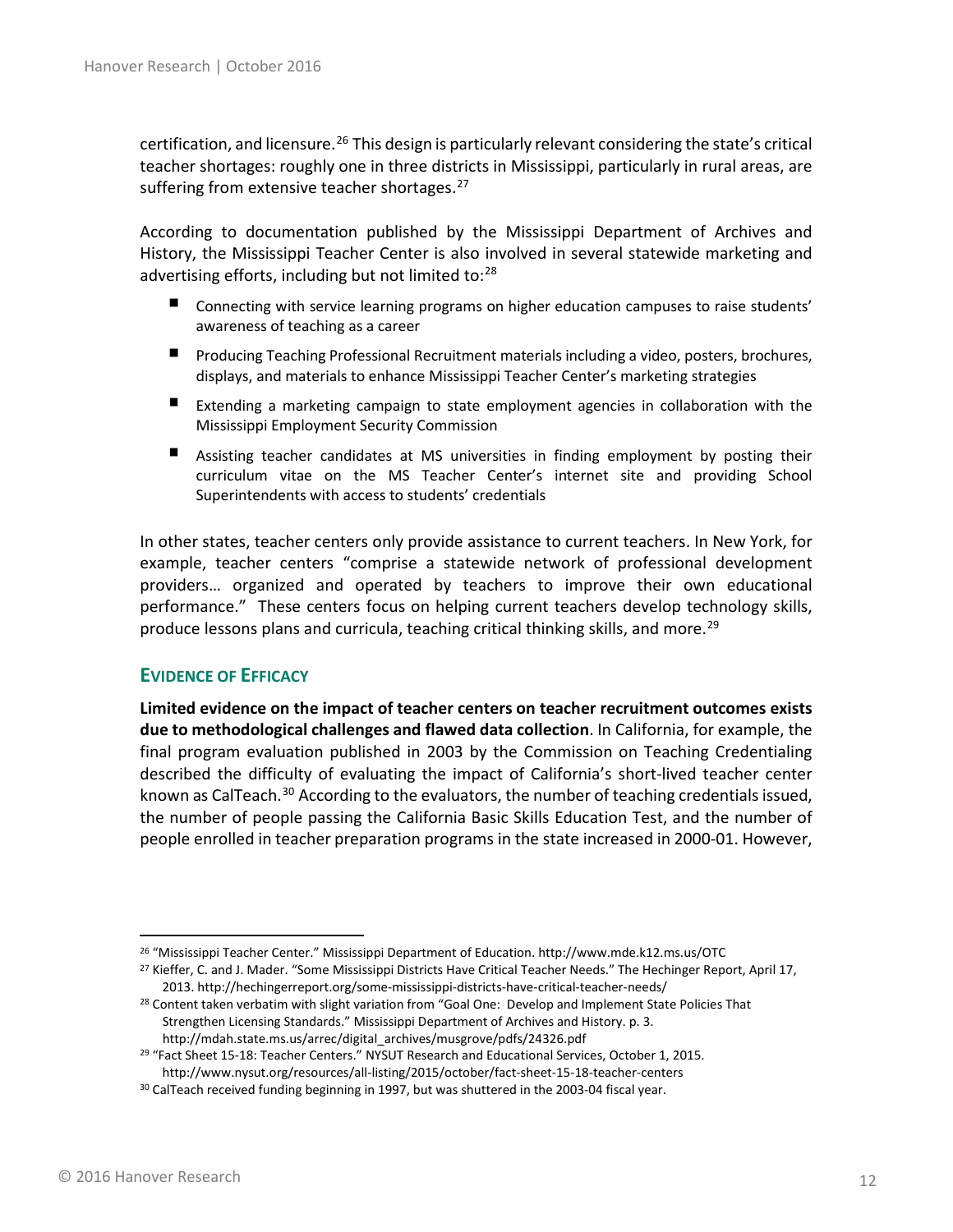certification, and licensure.[26] This design is particularly relevant considering the state's critical teacher shortages: roughly one in three districts in Mississippi, particularly in rural areas, are suffering from extensive teacher shortages.[27]

According to documentation published by the Mississippi Department of Archives and History, the Mississippi Teacher Center is also involved in several statewide marketing and advertising efforts, including but not limited to:[28]

- Connecting with service learning programs on higher education campuses to raise students' awareness of teaching as a career
- Producing Teaching Professional Recruitment materials including a video, posters, brochures, displays, and materials to enhance Mississippi Teacher Center's marketing strategies
- Extending a marketing campaign to state employment agencies in collaboration with the Mississippi Employment Security Commission
- Assisting teacher candidates at MS universities in finding employment by posting their curriculum vitae on the MS Teacher Center's internet site and providing School Superintendents with access to students' credentials

In other states, teacher centers only provide assistance to current teachers. In New York, for example, teacher centers "comprise a statewide network of professional development providers… organized and operated by teachers to improve their own educational performance." These centers focus on helping current teachers develop technology skills, produce lessons plans and curricula, teaching critical thinking skills, and more.[29]

### EVIDENCE OF EFFICACY

**Limited evidence on the impact of teacher centers on teacher recruitment outcomes exists due to methodological challenges and flawed data collection**. In California, for example, the final program evaluation published in 2003 by the Commission on Teaching Credentialing described the difficulty of evaluating the impact of California's short-lived teacher center known as CalTeach.[30] According to the evaluators, the number of teaching credentials issued, the number of people passing the California Basic Skills Education Test, and the number of people enrolled in teacher preparation programs in the state increased in 2000-01. However,

---

[26] "Mississippi Teacher Center." Mississippi Department of Education. http://www.mde.k12.ms.us/OTC

[27] Kieffer, C. and J. Mader. "Some Mississippi Districts Have Critical Teacher Needs." The Hechinger Report, April 17, 2013. http://hechingerreport.org/some-mississippi-districts-have-critical-teacher-needs/

[28] Content taken verbatim with slight variation from "Goal One: Develop and Implement State Policies That Strengthen Licensing Standards." Mississippi Department of Archives and History. p. 3. http://mdah.state.ms.us/arrec/digital_archives/musgrove/pdfs/24326.pdf

[29] "Fact Sheet 15-18: Teacher Centers." NYSUT Research and Educational Services, October 1, 2015. http://www.nysut.org/resources/all-listing/2015/october/fact-sheet-15-18-teacher-centers

[30] CalTeach received funding beginning in 1997, but was shuttered in the 2003-04 fiscal year.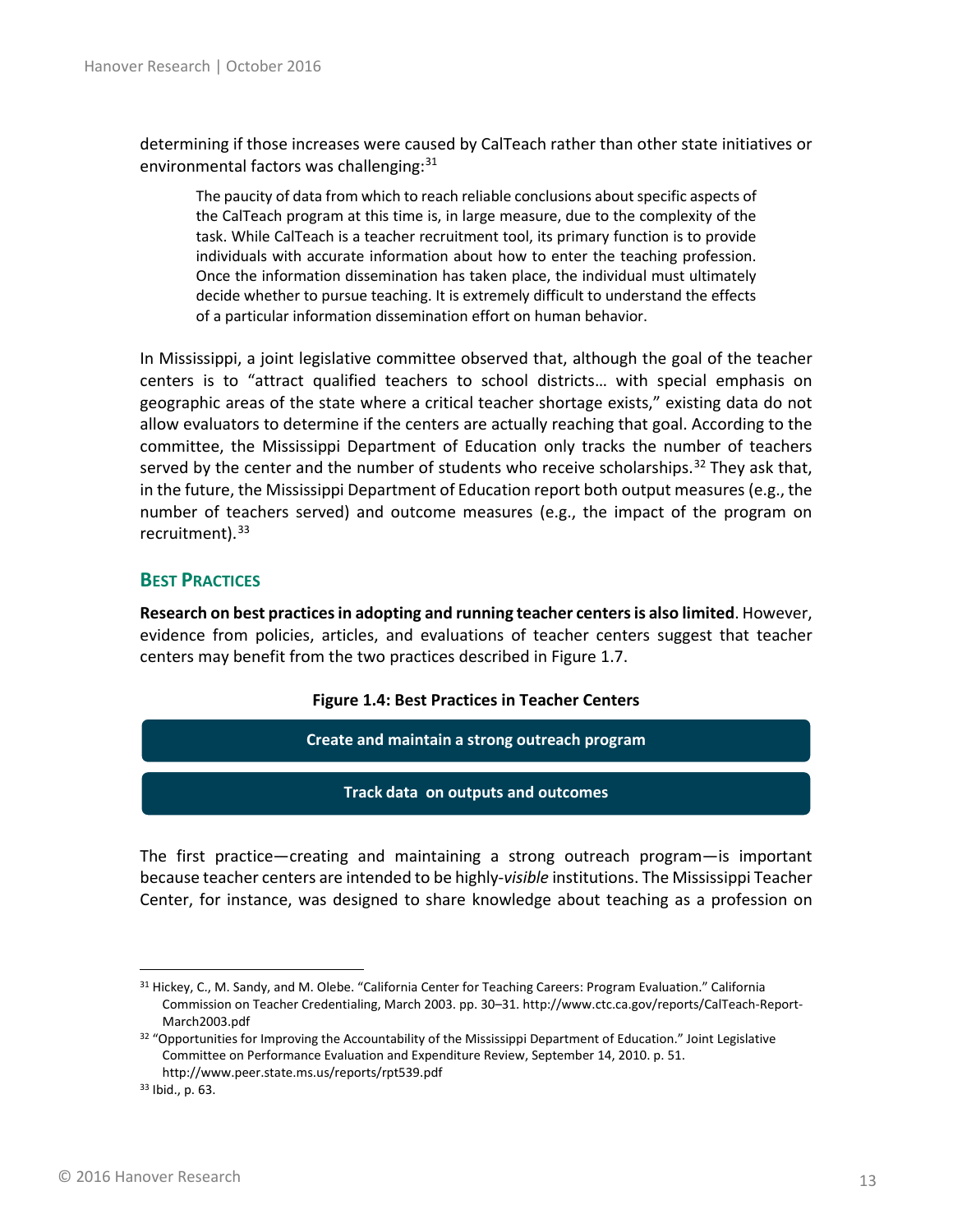determining if those increases were caused by CalTeach rather than other state initiatives or environmental factors was challenging:[31]

> The paucity of data from which to reach reliable conclusions about specific aspects of the CalTeach program at this time is, in large measure, due to the complexity of the task. While CalTeach is a teacher recruitment tool, its primary function is to provide individuals with accurate information about how to enter the teaching profession. Once the information dissemination has taken place, the individual must ultimately decide whether to pursue teaching. It is extremely difficult to understand the effects of a particular information dissemination effort on human behavior.

In Mississippi, a joint legislative committee observed that, although the goal of the teacher centers is to "attract qualified teachers to school districts… with special emphasis on geographic areas of the state where a critical teacher shortage exists," existing data do not allow evaluators to determine if the centers are actually reaching that goal. According to the committee, the Mississippi Department of Education only tracks the number of teachers served by the center and the number of students who receive scholarships.[32] They ask that, in the future, the Mississippi Department of Education report both output measures (e.g., the number of teachers served) and outcome measures (e.g., the impact of the program on recruitment).[33]

## BEST PRACTICES

**Research on best practices in adopting and running teacher centers is also limited**. However, evidence from policies, articles, and evaluations of teacher centers suggest that teacher centers may benefit from the two practices described in Figure 1.7.

**Figure 1.4: Best Practices in Teacher Centers**

- **Create and maintain a strong outreach program**
- **Track data on outputs and outcomes**

The first practice—creating and maintaining a strong outreach program—is important because teacher centers are intended to be highly-*visible* institutions. The Mississippi Teacher Center, for instance, was designed to share knowledge about teaching as a profession on

---

[31] Hickey, C., M. Sandy, and M. Olebe. "California Center for Teaching Careers: Program Evaluation." California Commission on Teacher Credentialing, March 2003. pp. 30–31. http://www.ctc.ca.gov/reports/CalTeach-Report-March2003.pdf

[32] "Opportunities for Improving the Accountability of the Mississippi Department of Education." Joint Legislative Committee on Performance Evaluation and Expenditure Review, September 14, 2010. p. 51. http://www.peer.state.ms.us/reports/rpt539.pdf

[33] Ibid., p. 63.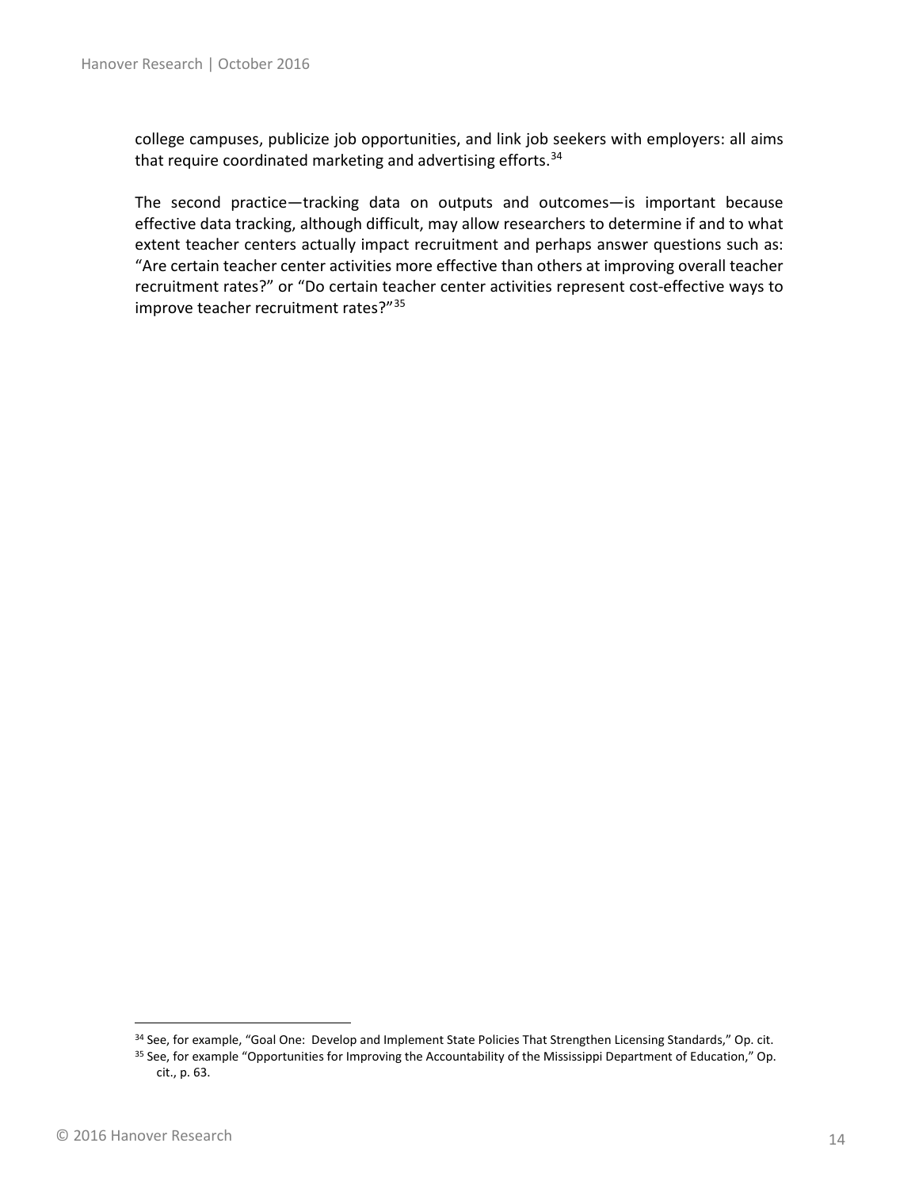college campuses, publicize job opportunities, and link job seekers with employers: all aims that require coordinated marketing and advertising efforts.[34]

The second practice—tracking data on outputs and outcomes—is important because effective data tracking, although difficult, may allow researchers to determine if and to what extent teacher centers actually impact recruitment and perhaps answer questions such as: "Are certain teacher center activities more effective than others at improving overall teacher recruitment rates?" or "Do certain teacher center activities represent cost-effective ways to improve teacher recruitment rates?"[35]

---

[34] See, for example, "Goal One: Develop and Implement State Policies That Strengthen Licensing Standards," Op. cit.

[35] See, for example "Opportunities for Improving the Accountability of the Mississippi Department of Education," Op. cit., p. 63.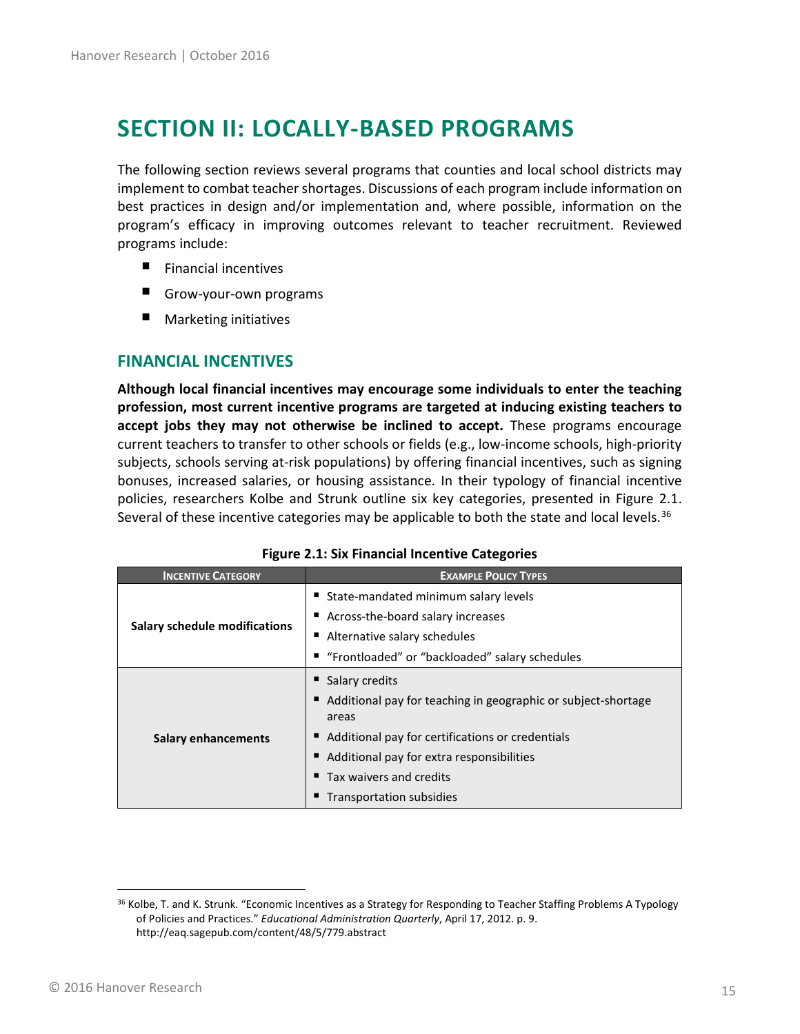# SECTION II: LOCALLY-BASED PROGRAMS

The following section reviews several programs that counties and local school districts may implement to combat teacher shortages. Discussions of each program include information on best practices in design and/or implementation and, where possible, information on the program's efficacy in improving outcomes relevant to teacher recruitment. Reviewed programs include:

- Financial incentives
- Grow-your-own programs
- Marketing initiatives

## FINANCIAL INCENTIVES

**Although local financial incentives may encourage some individuals to enter the teaching profession, most current incentive programs are targeted at inducing existing teachers to accept jobs they may not otherwise be inclined to accept.** These programs encourage current teachers to transfer to other schools or fields (e.g., low-income schools, high-priority subjects, schools serving at-risk populations) by offering financial incentives, such as signing bonuses, increased salaries, or housing assistance. In their typology of financial incentive policies, researchers Kolbe and Strunk outline six key categories, presented in Figure 2.1. Several of these incentive categories may be applicable to both the state and local levels.[36]

**Figure 2.1: Six Financial Incentive Categories**

| INCENTIVE CATEGORY | EXAMPLE POLICY TYPES |
|---|---|
| **Salary schedule modifications** | ▪ State-mandated minimum salary levels<br>▪ Across-the-board salary increases<br>▪ Alternative salary schedules<br>▪ "Frontloaded" or "backloaded" salary schedules |
| **Salary enhancements** | ▪ Salary credits<br>▪ Additional pay for teaching in geographic or subject-shortage areas<br>▪ Additional pay for certifications or credentials<br>▪ Additional pay for extra responsibilities<br>▪ Tax waivers and credits<br>▪ Transportation subsidies |

[36] Kolbe, T. and K. Strunk. "Economic Incentives as a Strategy for Responding to Teacher Staffing Problems A Typology of Policies and Practices." *Educational Administration Quarterly*, April 17, 2012. p. 9. http://eaq.sagepub.com/content/48/5/779.abstract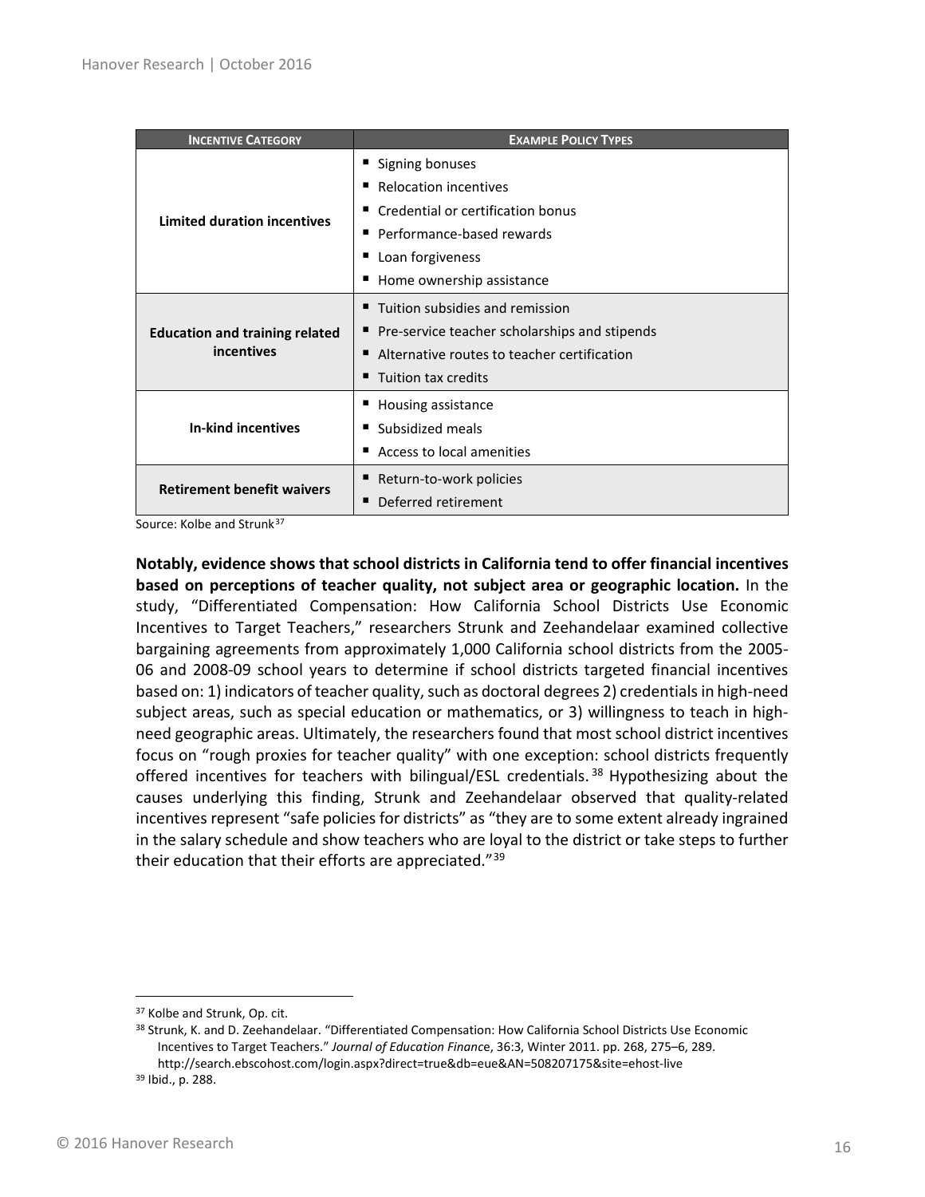| INCENTIVE CATEGORY | EXAMPLE POLICY TYPES |
|---|---|
| **Limited duration incentives** | ▪ Signing bonuses<br>▪ Relocation incentives<br>▪ Credential or certification bonus<br>▪ Performance-based rewards<br>▪ Loan forgiveness<br>▪ Home ownership assistance |
| **Education and training related incentives** | ▪ Tuition subsidies and remission<br>▪ Pre-service teacher scholarships and stipends<br>▪ Alternative routes to teacher certification<br>▪ Tuition tax credits |
| **In-kind incentives** | ▪ Housing assistance<br>▪ Subsidized meals<br>▪ Access to local amenities |
| **Retirement benefit waivers** | ▪ Return-to-work policies<br>▪ Deferred retirement |

Source: Kolbe and Strunk[37]

**Notably, evidence shows that school districts in California tend to offer financial incentives based on perceptions of teacher quality, not subject area or geographic location.** In the study, "Differentiated Compensation: How California School Districts Use Economic Incentives to Target Teachers," researchers Strunk and Zeehandelaar examined collective bargaining agreements from approximately 1,000 California school districts from the 2005-06 and 2008-09 school years to determine if school districts targeted financial incentives based on: 1) indicators of teacher quality, such as doctoral degrees 2) credentials in high-need subject areas, such as special education or mathematics, or 3) willingness to teach in high-need geographic areas. Ultimately, the researchers found that most school district incentives focus on "rough proxies for teacher quality" with one exception: school districts frequently offered incentives for teachers with bilingual/ESL credentials.[38] Hypothesizing about the causes underlying this finding, Strunk and Zeehandelaar observed that quality-related incentives represent "safe policies for districts" as "they are to some extent already ingrained in the salary schedule and show teachers who are loyal to the district or take steps to further their education that their efforts are appreciated."[39]

---

[37] Kolbe and Strunk, Op. cit.

[38] Strunk, K. and D. Zeehandelaar. "Differentiated Compensation: How California School Districts Use Economic Incentives to Target Teachers." *Journal of Education Finance*, 36:3, Winter 2011. pp. 268, 275–6, 289. http://search.ebscohost.com/login.aspx?direct=true&db=eue&AN=508207175&site=ehost-live

[39] Ibid., p. 288.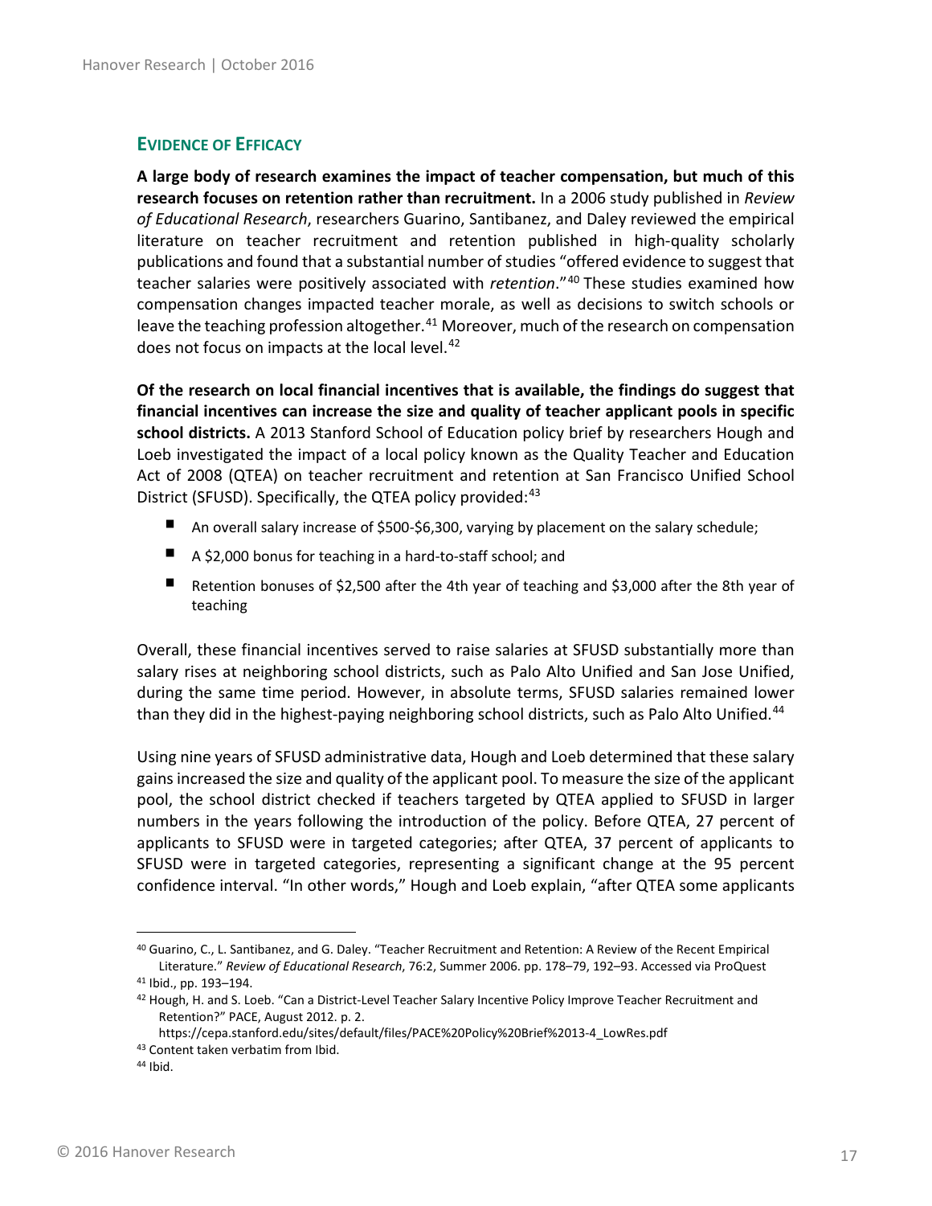### EVIDENCE OF EFFICACY

**A large body of research examines the impact of teacher compensation, but much of this research focuses on retention rather than recruitment.** In a 2006 study published in *Review of Educational Research*, researchers Guarino, Santibanez, and Daley reviewed the empirical literature on teacher recruitment and retention published in high-quality scholarly publications and found that a substantial number of studies "offered evidence to suggest that teacher salaries were positively associated with *retention*."[40] These studies examined how compensation changes impacted teacher morale, as well as decisions to switch schools or leave the teaching profession altogether.[41] Moreover, much of the research on compensation does not focus on impacts at the local level.[42]

**Of the research on local financial incentives that is available, the findings do suggest that financial incentives can increase the size and quality of teacher applicant pools in specific school districts.** A 2013 Stanford School of Education policy brief by researchers Hough and Loeb investigated the impact of a local policy known as the Quality Teacher and Education Act of 2008 (QTEA) on teacher recruitment and retention at San Francisco Unified School District (SFUSD). Specifically, the QTEA policy provided:[43]

- An overall salary increase of $500-$6,300, varying by placement on the salary schedule;
- A $2,000 bonus for teaching in a hard-to-staff school; and
- Retention bonuses of $2,500 after the 4th year of teaching and $3,000 after the 8th year of teaching

Overall, these financial incentives served to raise salaries at SFUSD substantially more than salary rises at neighboring school districts, such as Palo Alto Unified and San Jose Unified, during the same time period. However, in absolute terms, SFUSD salaries remained lower than they did in the highest-paying neighboring school districts, such as Palo Alto Unified.[44]

Using nine years of SFUSD administrative data, Hough and Loeb determined that these salary gains increased the size and quality of the applicant pool. To measure the size of the applicant pool, the school district checked if teachers targeted by QTEA applied to SFUSD in larger numbers in the years following the introduction of the policy. Before QTEA, 27 percent of applicants to SFUSD were in targeted categories; after QTEA, 37 percent of applicants to SFUSD were in targeted categories, representing a significant change at the 95 percent confidence interval. "In other words," Hough and Loeb explain, "after QTEA some applicants

---

[40] Guarino, C., L. Santibanez, and G. Daley. "Teacher Recruitment and Retention: A Review of the Recent Empirical Literature." *Review of Educational Research*, 76:2, Summer 2006. pp. 178–79, 192–93. Accessed via ProQuest

[41] Ibid., pp. 193–194.

[42] Hough, H. and S. Loeb. "Can a District-Level Teacher Salary Incentive Policy Improve Teacher Recruitment and Retention?" PACE, August 2012. p. 2. https://cepa.stanford.edu/sites/default/files/PACE%20Policy%20Brief%2013-4_LowRes.pdf

[43] Content taken verbatim from Ibid.

[44] Ibid.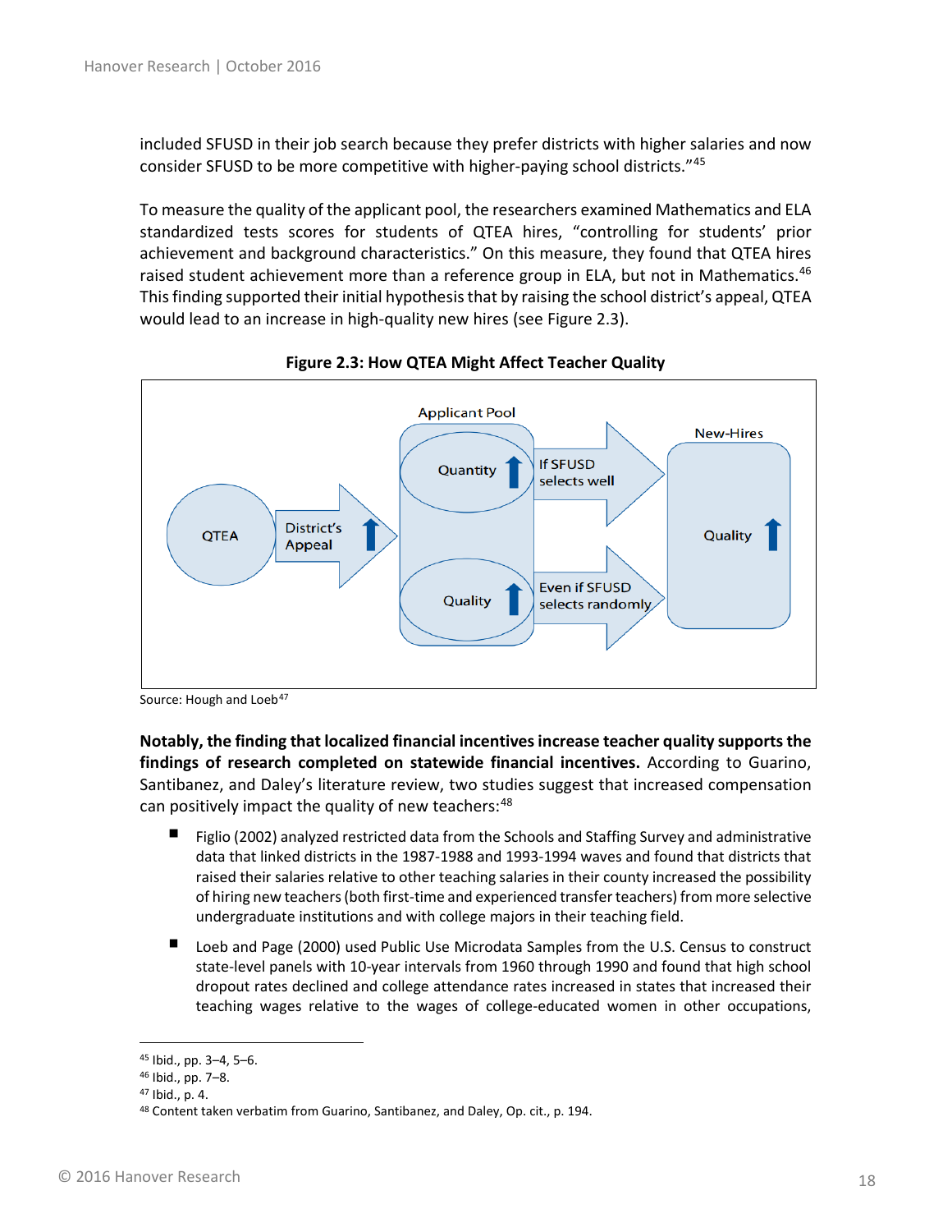included SFUSD in their job search because they prefer districts with higher salaries and now consider SFUSD to be more competitive with higher-paying school districts."[45]

To measure the quality of the applicant pool, the researchers examined Mathematics and ELA standardized tests scores for students of QTEA hires, "controlling for students' prior achievement and background characteristics." On this measure, they found that QTEA hires raised student achievement more than a reference group in ELA, but not in Mathematics.[46] This finding supported their initial hypothesis that by raising the school district's appeal, QTEA would lead to an increase in high-quality new hires (see Figure 2.3).

**Figure 2.3: How QTEA Might Affect Teacher Quality**

Source: Hough and Loeb[47]

**Notably, the finding that localized financial incentives increase teacher quality supports the findings of research completed on statewide financial incentives.** According to Guarino, Santibanez, and Daley's literature review, two studies suggest that increased compensation can positively impact the quality of new teachers:[48]

- Figlio (2002) analyzed restricted data from the Schools and Staffing Survey and administrative data that linked districts in the 1987-1988 and 1993-1994 waves and found that districts that raised their salaries relative to other teaching salaries in their county increased the possibility of hiring new teachers (both first-time and experienced transfer teachers) from more selective undergraduate institutions and with college majors in their teaching field.
- Loeb and Page (2000) used Public Use Microdata Samples from the U.S. Census to construct state-level panels with 10-year intervals from 1960 through 1990 and found that high school dropout rates declined and college attendance rates increased in states that increased their teaching wages relative to the wages of college-educated women in other occupations,

---

[45] Ibid., pp. 3–4, 5–6.
[46] Ibid., pp. 7–8.
[47] Ibid., p. 4.
[48] Content taken verbatim from Guarino, Santibanez, and Daley, Op. cit., p. 194.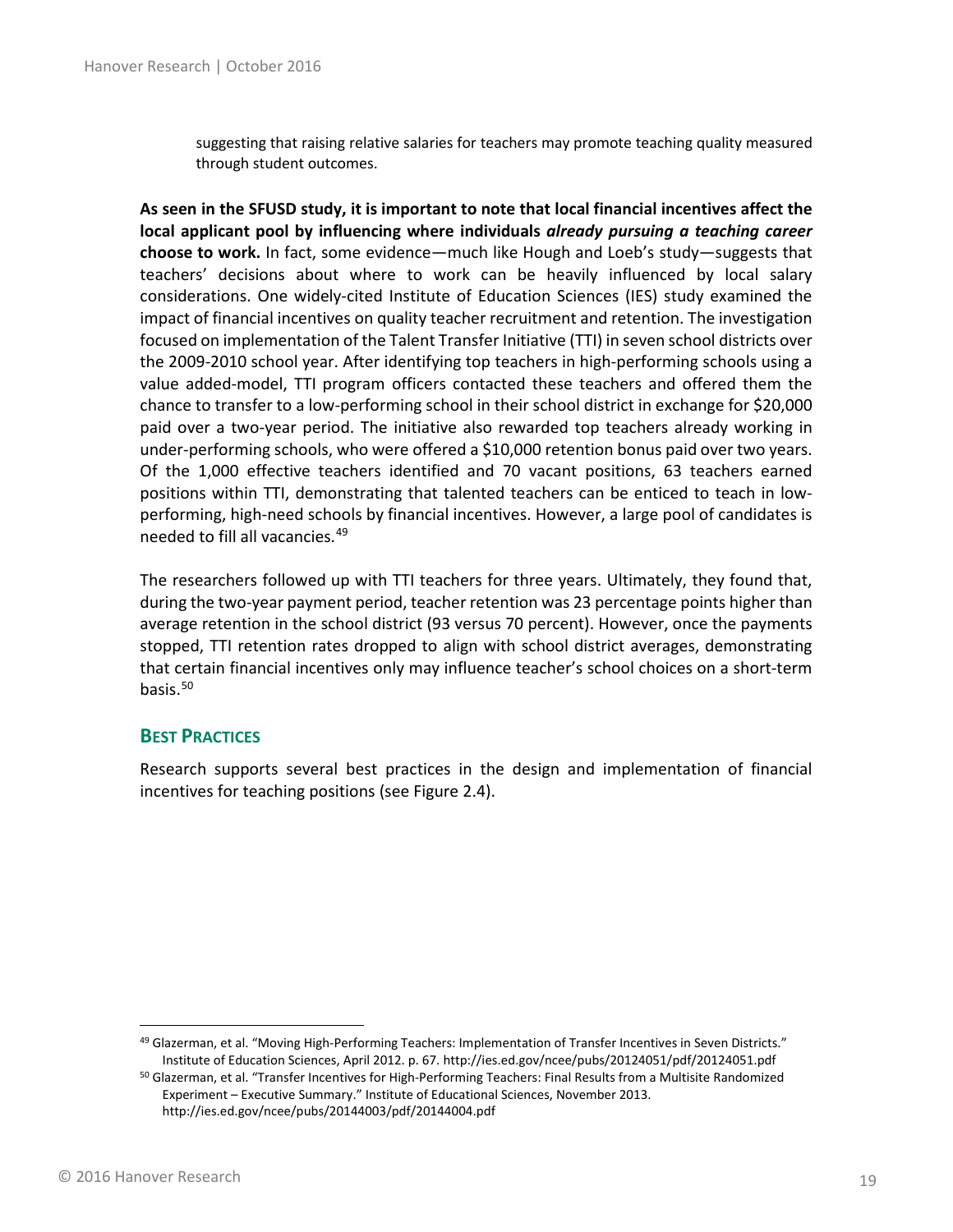suggesting that raising relative salaries for teachers may promote teaching quality measured through student outcomes.

**As seen in the SFUSD study, it is important to note that local financial incentives affect the local applicant pool by influencing where individuals *already pursuing a teaching career* choose to work.** In fact, some evidence—much like Hough and Loeb's study—suggests that teachers' decisions about where to work can be heavily influenced by local salary considerations. One widely-cited Institute of Education Sciences (IES) study examined the impact of financial incentives on quality teacher recruitment and retention. The investigation focused on implementation of the Talent Transfer Initiative (TTI) in seven school districts over the 2009-2010 school year. After identifying top teachers in high-performing schools using a value added-model, TTI program officers contacted these teachers and offered them the chance to transfer to a low-performing school in their school district in exchange for $20,000 paid over a two-year period. The initiative also rewarded top teachers already working in under-performing schools, who were offered a $10,000 retention bonus paid over two years. Of the 1,000 effective teachers identified and 70 vacant positions, 63 teachers earned positions within TTI, demonstrating that talented teachers can be enticed to teach in low-performing, high-need schools by financial incentives. However, a large pool of candidates is needed to fill all vacancies.[49]

The researchers followed up with TTI teachers for three years. Ultimately, they found that, during the two-year payment period, teacher retention was 23 percentage points higher than average retention in the school district (93 versus 70 percent). However, once the payments stopped, TTI retention rates dropped to align with school district averages, demonstrating that certain financial incentives only may influence teacher's school choices on a short-term basis.[50]

## Best Practices

Research supports several best practices in the design and implementation of financial incentives for teaching positions (see Figure 2.4).

---

[49] Glazerman, et al. "Moving High-Performing Teachers: Implementation of Transfer Incentives in Seven Districts." Institute of Education Sciences, April 2012. p. 67. http://ies.ed.gov/ncee/pubs/20124051/pdf/20124051.pdf

[50] Glazerman, et al. "Transfer Incentives for High-Performing Teachers: Final Results from a Multisite Randomized Experiment – Executive Summary." Institute of Educational Sciences, November 2013. http://ies.ed.gov/ncee/pubs/20144003/pdf/20144004.pdf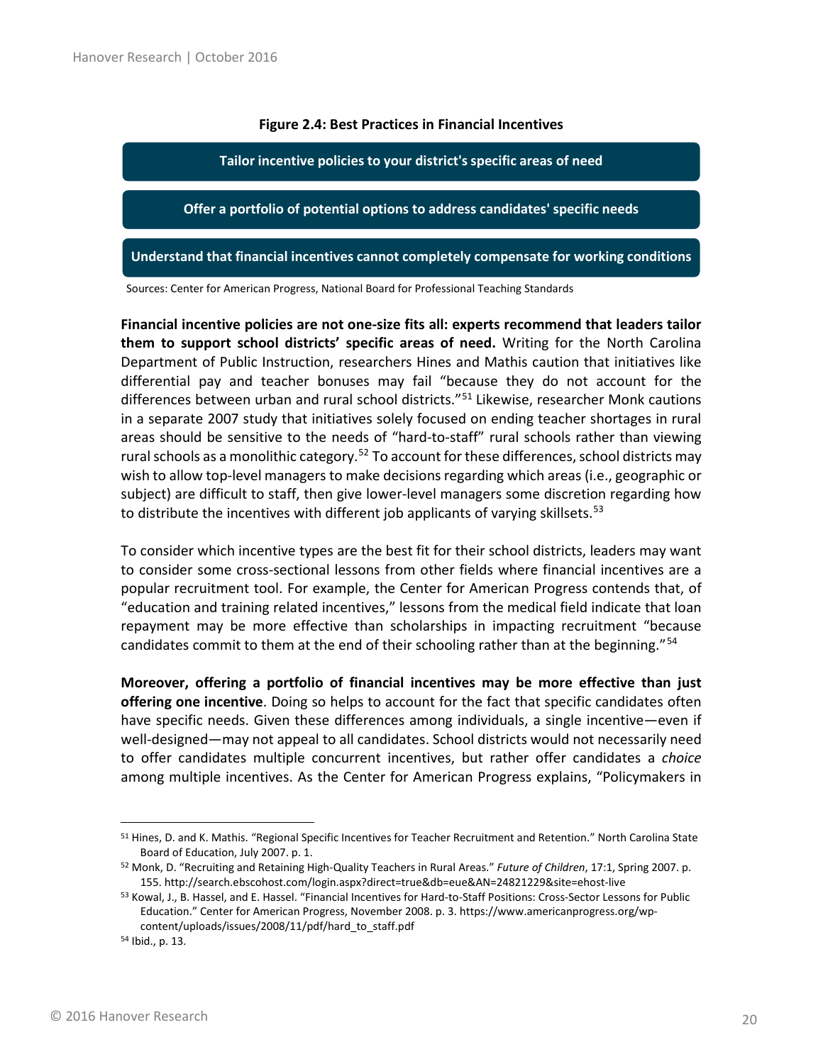**Figure 2.4: Best Practices in Financial Incentives**

- Tailor incentive policies to your district's specific areas of need
- Offer a portfolio of potential options to address candidates' specific needs
- Understand that financial incentives cannot completely compensate for working conditions

Sources: Center for American Progress, National Board for Professional Teaching Standards

**Financial incentive policies are not one-size fits all: experts recommend that leaders tailor them to support school districts' specific areas of need.** Writing for the North Carolina Department of Public Instruction, researchers Hines and Mathis caution that initiatives like differential pay and teacher bonuses may fail "because they do not account for the differences between urban and rural school districts."[51] Likewise, researcher Monk cautions in a separate 2007 study that initiatives solely focused on ending teacher shortages in rural areas should be sensitive to the needs of "hard-to-staff" rural schools rather than viewing rural schools as a monolithic category.[52] To account for these differences, school districts may wish to allow top-level managers to make decisions regarding which areas (i.e., geographic or subject) are difficult to staff, then give lower-level managers some discretion regarding how to distribute the incentives with different job applicants of varying skillsets.[53]

To consider which incentive types are the best fit for their school districts, leaders may want to consider some cross-sectional lessons from other fields where financial incentives are a popular recruitment tool. For example, the Center for American Progress contends that, of "education and training related incentives," lessons from the medical field indicate that loan repayment may be more effective than scholarships in impacting recruitment "because candidates commit to them at the end of their schooling rather than at the beginning."[54]

**Moreover, offering a portfolio of financial incentives may be more effective than just offering one incentive**. Doing so helps to account for the fact that specific candidates often have specific needs. Given these differences among individuals, a single incentive—even if well-designed—may not appeal to all candidates. School districts would not necessarily need to offer candidates multiple concurrent incentives, but rather offer candidates a *choice* among multiple incentives. As the Center for American Progress explains, "Policymakers in

---

[51] Hines, D. and K. Mathis. "Regional Specific Incentives for Teacher Recruitment and Retention." North Carolina State Board of Education, July 2007. p. 1.

[52] Monk, D. "Recruiting and Retaining High-Quality Teachers in Rural Areas." *Future of Children*, 17:1, Spring 2007. p. 155. http://search.ebscohost.com/login.aspx?direct=true&db=eue&AN=24821229&site=ehost-live

[53] Kowal, J., B. Hassel, and E. Hassel. "Financial Incentives for Hard-to-Staff Positions: Cross-Sector Lessons for Public Education." Center for American Progress, November 2008. p. 3. https://www.americanprogress.org/wp-content/uploads/issues/2008/11/pdf/hard_to_staff.pdf

[54] Ibid., p. 13.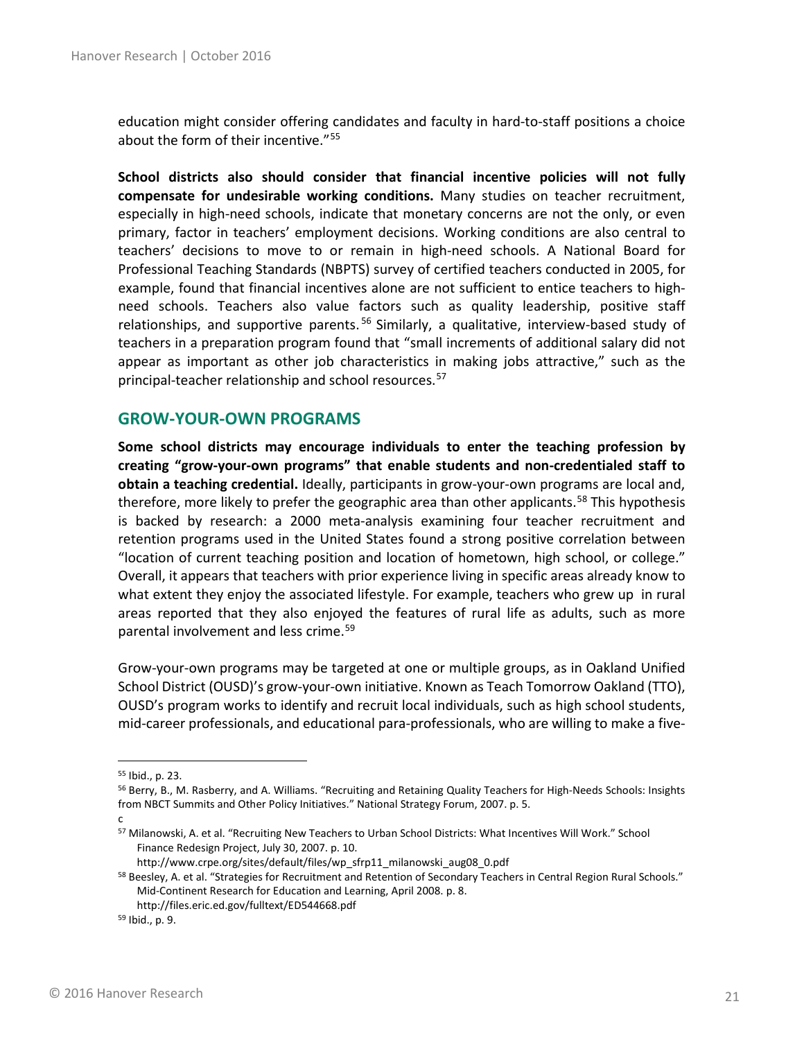education might consider offering candidates and faculty in hard-to-staff positions a choice about the form of their incentive."[55]

**School districts also should consider that financial incentive policies will not fully compensate for undesirable working conditions.** Many studies on teacher recruitment, especially in high-need schools, indicate that monetary concerns are not the only, or even primary, factor in teachers' employment decisions. Working conditions are also central to teachers' decisions to move to or remain in high-need schools. A National Board for Professional Teaching Standards (NBPTS) survey of certified teachers conducted in 2005, for example, found that financial incentives alone are not sufficient to entice teachers to high-need schools. Teachers also value factors such as quality leadership, positive staff relationships, and supportive parents.[56] Similarly, a qualitative, interview-based study of teachers in a preparation program found that "small increments of additional salary did not appear as important as other job characteristics in making jobs attractive," such as the principal-teacher relationship and school resources.[57]

## GROW-YOUR-OWN PROGRAMS

**Some school districts may encourage individuals to enter the teaching profession by creating "grow-your-own programs" that enable students and non-credentialed staff to obtain a teaching credential.** Ideally, participants in grow-your-own programs are local and, therefore, more likely to prefer the geographic area than other applicants.[58] This hypothesis is backed by research: a 2000 meta-analysis examining four teacher recruitment and retention programs used in the United States found a strong positive correlation between "location of current teaching position and location of hometown, high school, or college." Overall, it appears that teachers with prior experience living in specific areas already know to what extent they enjoy the associated lifestyle. For example, teachers who grew up in rural areas reported that they also enjoyed the features of rural life as adults, such as more parental involvement and less crime.[59]

Grow-your-own programs may be targeted at one or multiple groups, as in Oakland Unified School District (OUSD)'s grow-your-own initiative. Known as Teach Tomorrow Oakland (TTO), OUSD's program works to identify and recruit local individuals, such as high school students, mid-career professionals, and educational para-professionals, who are willing to make a five-

---

[55] Ibid., p. 23.

[56] Berry, B., M. Rasberry, and A. Williams. "Recruiting and Retaining Quality Teachers for High-Needs Schools: Insights from NBCT Summits and Other Policy Initiatives." National Strategy Forum, 2007. p. 5.

c

[57] Milanowski, A. et al. "Recruiting New Teachers to Urban School Districts: What Incentives Will Work." School Finance Redesign Project, July 30, 2007. p. 10. http://www.crpe.org/sites/default/files/wp_sfrp11_milanowski_aug08_0.pdf

[58] Beesley, A. et al. "Strategies for Recruitment and Retention of Secondary Teachers in Central Region Rural Schools." Mid-Continent Research for Education and Learning, April 2008. p. 8. http://files.eric.ed.gov/fulltext/ED544668.pdf

[59] Ibid., p. 9.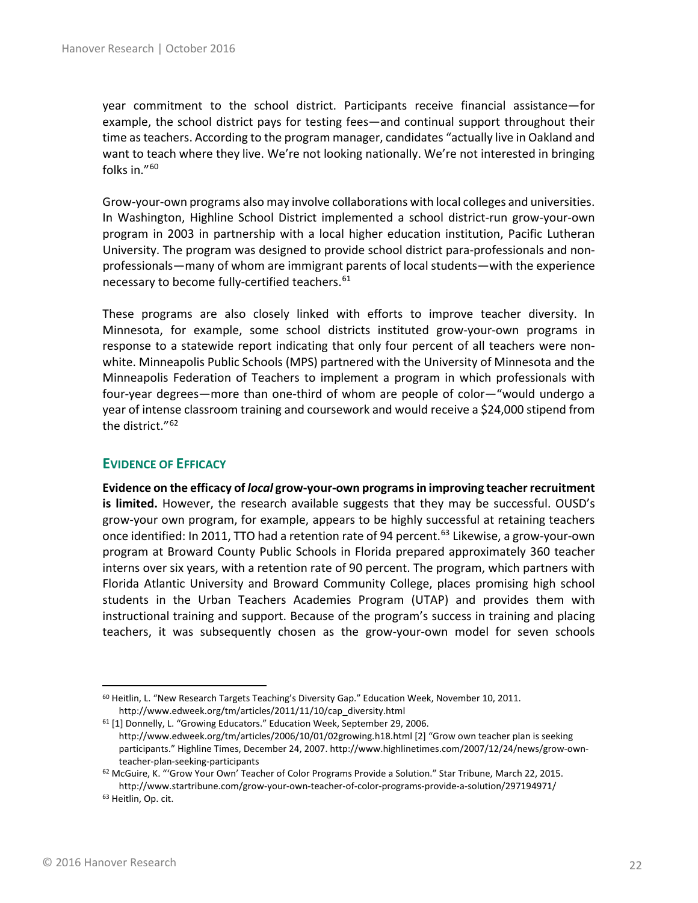year commitment to the school district. Participants receive financial assistance—for example, the school district pays for testing fees—and continual support throughout their time as teachers. According to the program manager, candidates "actually live in Oakland and want to teach where they live. We're not looking nationally. We're not interested in bringing folks in."[60]

Grow-your-own programs also may involve collaborations with local colleges and universities. In Washington, Highline School District implemented a school district-run grow-your-own program in 2003 in partnership with a local higher education institution, Pacific Lutheran University. The program was designed to provide school district para-professionals and non-professionals—many of whom are immigrant parents of local students—with the experience necessary to become fully-certified teachers.[61]

These programs are also closely linked with efforts to improve teacher diversity. In Minnesota, for example, some school districts instituted grow-your-own programs in response to a statewide report indicating that only four percent of all teachers were non-white. Minneapolis Public Schools (MPS) partnered with the University of Minnesota and the Minneapolis Federation of Teachers to implement a program in which professionals with four-year degrees—more than one-third of whom are people of color—"would undergo a year of intense classroom training and coursework and would receive a $24,000 stipend from the district."[62]

### EVIDENCE OF EFFICACY

**Evidence on the efficacy of *local* grow-your-own programs in improving teacher recruitment is limited.** However, the research available suggests that they may be successful. OUSD's grow-your own program, for example, appears to be highly successful at retaining teachers once identified: In 2011, TTO had a retention rate of 94 percent.[63] Likewise, a grow-your-own program at Broward County Public Schools in Florida prepared approximately 360 teacher interns over six years, with a retention rate of 90 percent. The program, which partners with Florida Atlantic University and Broward Community College, places promising high school students in the Urban Teachers Academies Program (UTAP) and provides them with instructional training and support. Because of the program's success in training and placing teachers, it was subsequently chosen as the grow-your-own model for seven schools

---

[60] Heitlin, L. "New Research Targets Teaching's Diversity Gap." Education Week, November 10, 2011. http://www.edweek.org/tm/articles/2011/11/10/cap_diversity.html

[61] [1] Donnelly, L. "Growing Educators." Education Week, September 29, 2006. http://www.edweek.org/tm/articles/2006/10/01/02growing.h18.html [2] "Grow own teacher plan is seeking participants." Highline Times, December 24, 2007. http://www.highlinetimes.com/2007/12/24/news/grow-own-teacher-plan-seeking-participants

[62] McGuire, K. "'Grow Your Own' Teacher of Color Programs Provide a Solution." Star Tribune, March 22, 2015. http://www.startribune.com/grow-your-own-teacher-of-color-programs-provide-a-solution/297194971/

[63] Heitlin, Op. cit.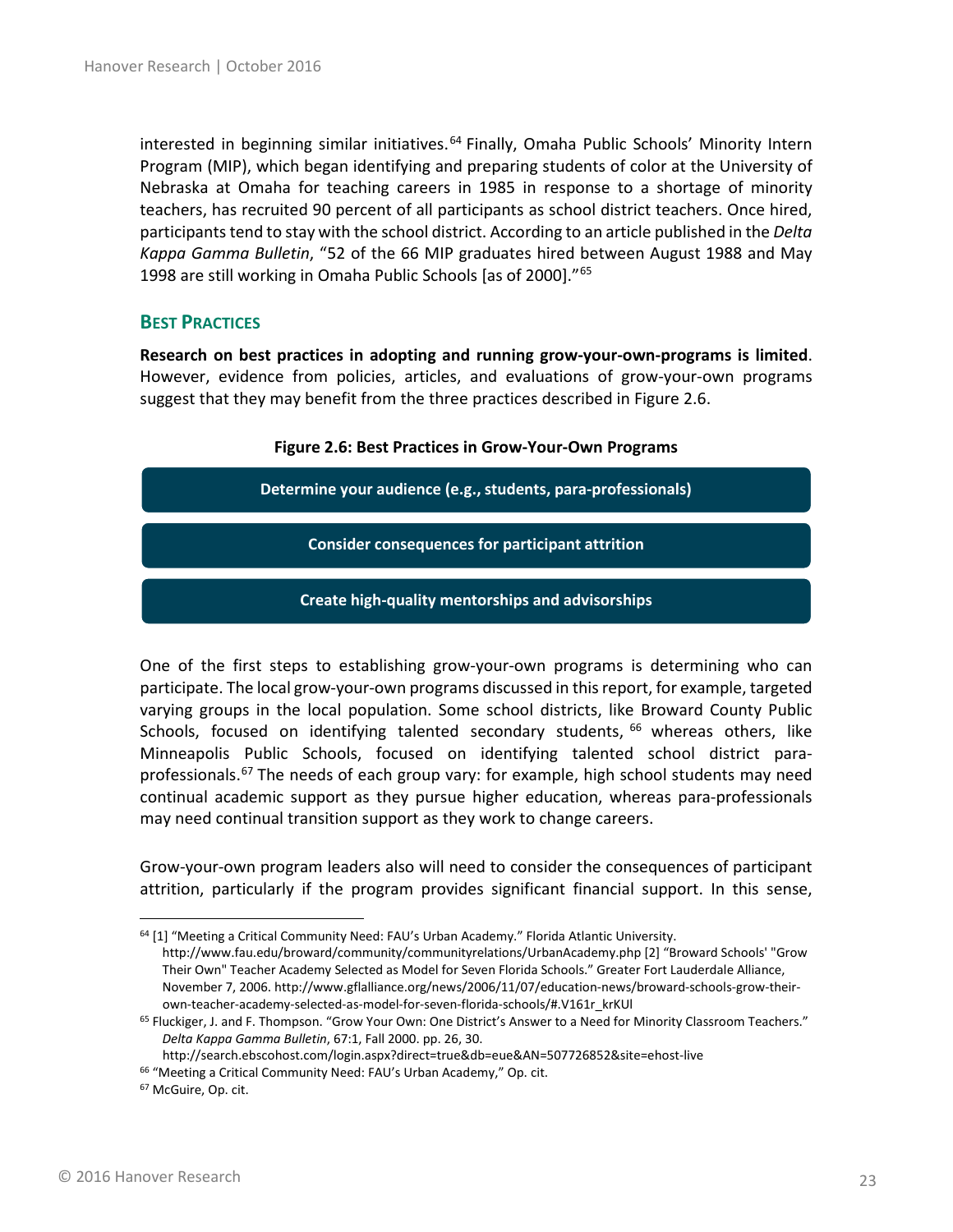interested in beginning similar initiatives.[64] Finally, Omaha Public Schools' Minority Intern Program (MIP), which began identifying and preparing students of color at the University of Nebraska at Omaha for teaching careers in 1985 in response to a shortage of minority teachers, has recruited 90 percent of all participants as school district teachers. Once hired, participants tend to stay with the school district. According to an article published in the *Delta Kappa Gamma Bulletin*, "52 of the 66 MIP graduates hired between August 1988 and May 1998 are still working in Omaha Public Schools [as of 2000]."[65]

### BEST PRACTICES

**Research on best practices in adopting and running grow-your-own-programs is limited**. However, evidence from policies, articles, and evaluations of grow-your-own programs suggest that they may benefit from the three practices described in Figure 2.6.

**Figure 2.6: Best Practices in Grow-Your-Own Programs**

- **Determine your audience (e.g., students, para-professionals)**
- **Consider consequences for participant attrition**
- **Create high-quality mentorships and advisorships**

One of the first steps to establishing grow-your-own programs is determining who can participate. The local grow-your-own programs discussed in this report, for example, targeted varying groups in the local population. Some school districts, like Broward County Public Schools, focused on identifying talented secondary students,[66] whereas others, like Minneapolis Public Schools, focused on identifying talented school district para-professionals.[67] The needs of each group vary: for example, high school students may need continual academic support as they pursue higher education, whereas para-professionals may need continual transition support as they work to change careers.

Grow-your-own program leaders also will need to consider the consequences of participant attrition, particularly if the program provides significant financial support. In this sense,

---

[64] [1] "Meeting a Critical Community Need: FAU's Urban Academy." Florida Atlantic University. http://www.fau.edu/broward/community/communityrelations/UrbanAcademy.php [2] "Broward Schools' "Grow Their Own" Teacher Academy Selected as Model for Seven Florida Schools." Greater Fort Lauderdale Alliance, November 7, 2006. http://www.gflalliance.org/news/2006/11/07/education-news/broward-schools-grow-their-own-teacher-academy-selected-as-model-for-seven-florida-schools/#.V161r_krKUl

[65] Fluckiger, J. and F. Thompson. "Grow Your Own: One District's Answer to a Need for Minority Classroom Teachers." *Delta Kappa Gamma Bulletin*, 67:1, Fall 2000. pp. 26, 30. http://search.ebscohost.com/login.aspx?direct=true&db=eue&AN=507726852&site=ehost-live

[66] "Meeting a Critical Community Need: FAU's Urban Academy," Op. cit.

[67] McGuire, Op. cit.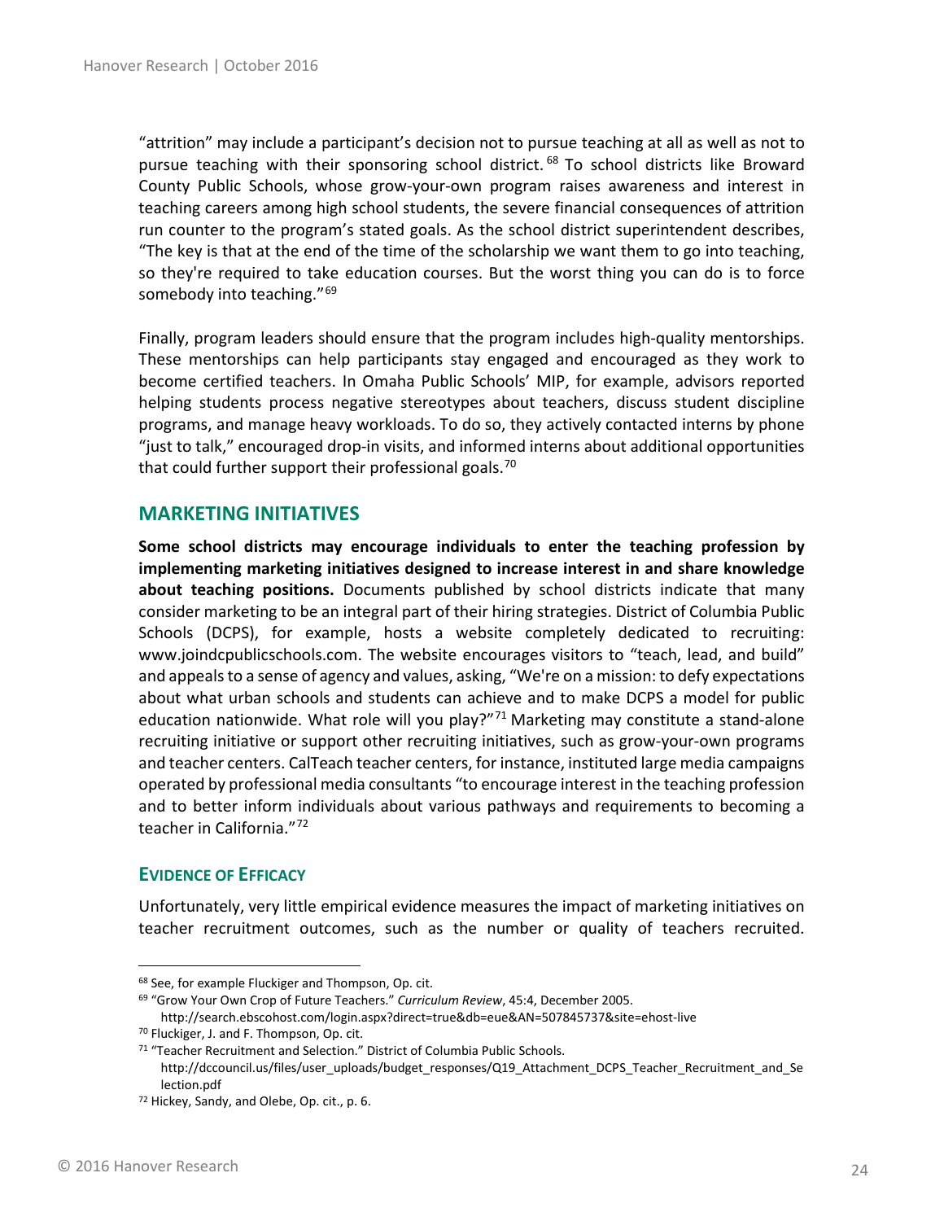"attrition" may include a participant's decision not to pursue teaching at all as well as not to pursue teaching with their sponsoring school district.[68] To school districts like Broward County Public Schools, whose grow-your-own program raises awareness and interest in teaching careers among high school students, the severe financial consequences of attrition run counter to the program's stated goals. As the school district superintendent describes, "The key is that at the end of the time of the scholarship we want them to go into teaching, so they're required to take education courses. But the worst thing you can do is to force somebody into teaching."[69]

Finally, program leaders should ensure that the program includes high-quality mentorships. These mentorships can help participants stay engaged and encouraged as they work to become certified teachers. In Omaha Public Schools' MIP, for example, advisors reported helping students process negative stereotypes about teachers, discuss student discipline programs, and manage heavy workloads. To do so, they actively contacted interns by phone "just to talk," encouraged drop-in visits, and informed interns about additional opportunities that could further support their professional goals.[70]

## MARKETING INITIATIVES

**Some school districts may encourage individuals to enter the teaching profession by implementing marketing initiatives designed to increase interest in and share knowledge about teaching positions.** Documents published by school districts indicate that many consider marketing to be an integral part of their hiring strategies. District of Columbia Public Schools (DCPS), for example, hosts a website completely dedicated to recruiting: www.joindcpublicschools.com. The website encourages visitors to "teach, lead, and build" and appeals to a sense of agency and values, asking, "We're on a mission: to defy expectations about what urban schools and students can achieve and to make DCPS a model for public education nationwide. What role will you play?"[71] Marketing may constitute a stand-alone recruiting initiative or support other recruiting initiatives, such as grow-your-own programs and teacher centers. CalTeach teacher centers, for instance, instituted large media campaigns operated by professional media consultants "to encourage interest in the teaching profession and to better inform individuals about various pathways and requirements to becoming a teacher in California."[72]

### EVIDENCE OF EFFICACY

Unfortunately, very little empirical evidence measures the impact of marketing initiatives on teacher recruitment outcomes, such as the number or quality of teachers recruited.

---

[68] See, for example Fluckiger and Thompson, Op. cit.

[69] "Grow Your Own Crop of Future Teachers." *Curriculum Review*, 45:4, December 2005. http://search.ebscohost.com/login.aspx?direct=true&db=eue&AN=507845737&site=ehost-live

[70] Fluckiger, J. and F. Thompson, Op. cit.

[71] "Teacher Recruitment and Selection." District of Columbia Public Schools. http://dccouncil.us/files/user_uploads/budget_responses/Q19_Attachment_DCPS_Teacher_Recruitment_and_Selection.pdf

[72] Hickey, Sandy, and Olebe, Op. cit., p. 6.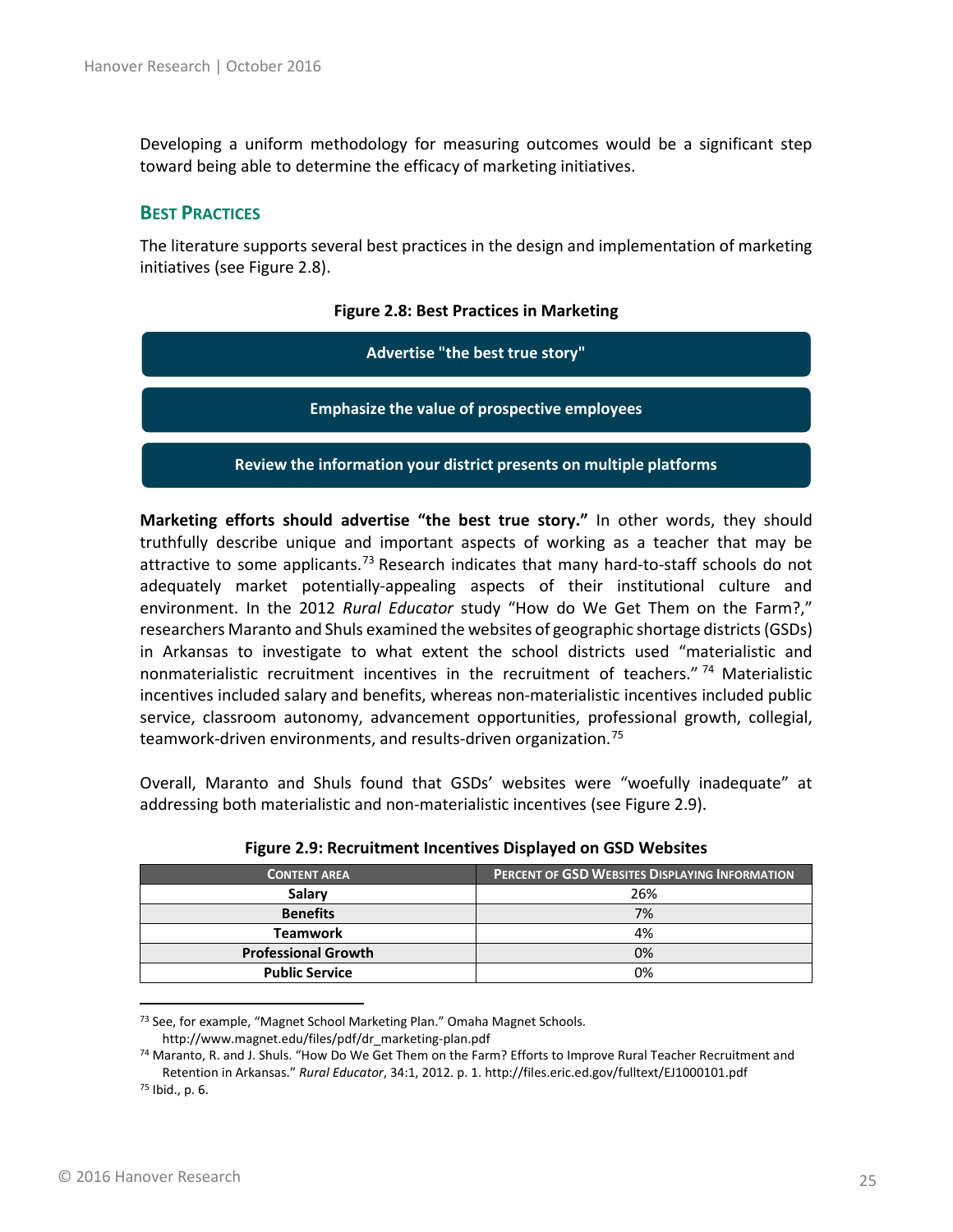Developing a uniform methodology for measuring outcomes would be a significant step toward being able to determine the efficacy of marketing initiatives.

### Best Practices

The literature supports several best practices in the design and implementation of marketing initiatives (see Figure 2.8).

**Figure 2.8: Best Practices in Marketing**

- **Advertise "the best true story"**
- **Emphasize the value of prospective employees**
- **Review the information your district presents on multiple platforms**

**Marketing efforts should advertise "the best true story."** In other words, they should truthfully describe unique and important aspects of working as a teacher that may be attractive to some applicants.[73] Research indicates that many hard-to-staff schools do not adequately market potentially-appealing aspects of their institutional culture and environment. In the 2012 *Rural Educator* study "How do We Get Them on the Farm?," researchers Maranto and Shuls examined the websites of geographic shortage districts (GSDs) in Arkansas to investigate to what extent the school districts used "materialistic and nonmaterialistic recruitment incentives in the recruitment of teachers."[74] Materialistic incentives included salary and benefits, whereas non-materialistic incentives included public service, classroom autonomy, advancement opportunities, professional growth, collegial, teamwork-driven environments, and results-driven organization.[75]

Overall, Maranto and Shuls found that GSDs' websites were "woefully inadequate" at addressing both materialistic and non-materialistic incentives (see Figure 2.9).

**Figure 2.9: Recruitment Incentives Displayed on GSD Websites**

| Content Area | Percent of GSD Websites Displaying Information |
|---|---|
| **Salary** | 26% |
| **Benefits** | 7% |
| **Teamwork** | 4% |
| **Professional Growth** | 0% |
| **Public Service** | 0% |

---

[73] See, for example, "Magnet School Marketing Plan." Omaha Magnet Schools. http://www.magnet.edu/files/pdf/dr_marketing-plan.pdf

[74] Maranto, R. and J. Shuls. "How Do We Get Them on the Farm? Efforts to Improve Rural Teacher Recruitment and Retention in Arkansas." *Rural Educator*, 34:1, 2012. p. 1. http://files.eric.ed.gov/fulltext/EJ1000101.pdf

[75] Ibid., p. 6.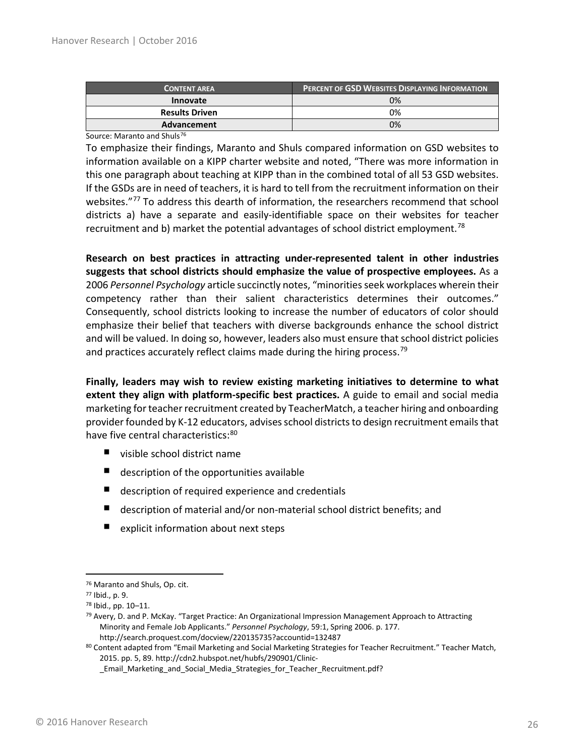| CONTENT AREA | PERCENT OF GSD WEBSITES DISPLAYING INFORMATION |
|---|---|
| **Innovate** | 0% |
| **Results Driven** | 0% |
| **Advancement** | 0% |

Source: Maranto and Shuls[76]

To emphasize their findings, Maranto and Shuls compared information on GSD websites to information available on a KIPP charter website and noted, "There was more information in this one paragraph about teaching at KIPP than in the combined total of all 53 GSD websites. If the GSDs are in need of teachers, it is hard to tell from the recruitment information on their websites."[77] To address this dearth of information, the researchers recommend that school districts a) have a separate and easily-identifiable space on their websites for teacher recruitment and b) market the potential advantages of school district employment.[78]

**Research on best practices in attracting under-represented talent in other industries suggests that school districts should emphasize the value of prospective employees.** As a 2006 *Personnel Psychology* article succinctly notes, "minorities seek workplaces wherein their competency rather than their salient characteristics determines their outcomes." Consequently, school districts looking to increase the number of educators of color should emphasize their belief that teachers with diverse backgrounds enhance the school district and will be valued. In doing so, however, leaders also must ensure that school district policies and practices accurately reflect claims made during the hiring process.[79]

**Finally, leaders may wish to review existing marketing initiatives to determine to what extent they align with platform-specific best practices.** A guide to email and social media marketing for teacher recruitment created by TeacherMatch, a teacher hiring and onboarding provider founded by K-12 educators, advises school districts to design recruitment emails that have five central characteristics:[80]

- visible school district name
- description of the opportunities available
- description of required experience and credentials
- description of material and/or non-material school district benefits; and
- explicit information about next steps

[76] Maranto and Shuls, Op. cit.

[77] Ibid., p. 9.

[78] Ibid., pp. 10–11.

[79] Avery, D. and P. McKay. "Target Practice: An Organizational Impression Management Approach to Attracting Minority and Female Job Applicants." *Personnel Psychology*, 59:1, Spring 2006. p. 177. http://search.proquest.com/docview/220135735?accountid=132487

[80] Content adapted from "Email Marketing and Social Marketing Strategies for Teacher Recruitment." Teacher Match, 2015. pp. 5, 89. http://cdn2.hubspot.net/hubfs/290901/Clinic-_Email_Marketing_and_Social_Media_Strategies_for_Teacher_Recruitment.pdf?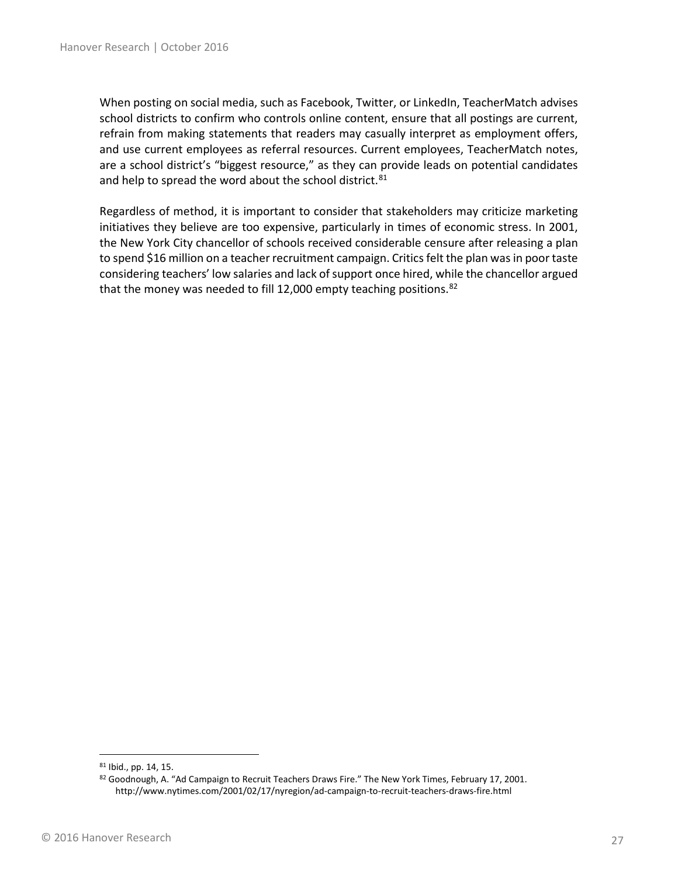When posting on social media, such as Facebook, Twitter, or LinkedIn, TeacherMatch advises school districts to confirm who controls online content, ensure that all postings are current, refrain from making statements that readers may casually interpret as employment offers, and use current employees as referral resources. Current employees, TeacherMatch notes, are a school district's "biggest resource," as they can provide leads on potential candidates and help to spread the word about the school district.[81]

Regardless of method, it is important to consider that stakeholders may criticize marketing initiatives they believe are too expensive, particularly in times of economic stress. In 2001, the New York City chancellor of schools received considerable censure after releasing a plan to spend $16 million on a teacher recruitment campaign. Critics felt the plan was in poor taste considering teachers' low salaries and lack of support once hired, while the chancellor argued that the money was needed to fill 12,000 empty teaching positions.[82]

---

[81] Ibid., pp. 14, 15.

[82] Goodnough, A. "Ad Campaign to Recruit Teachers Draws Fire." The New York Times, February 17, 2001. http://www.nytimes.com/2001/02/17/nyregion/ad-campaign-to-recruit-teachers-draws-fire.html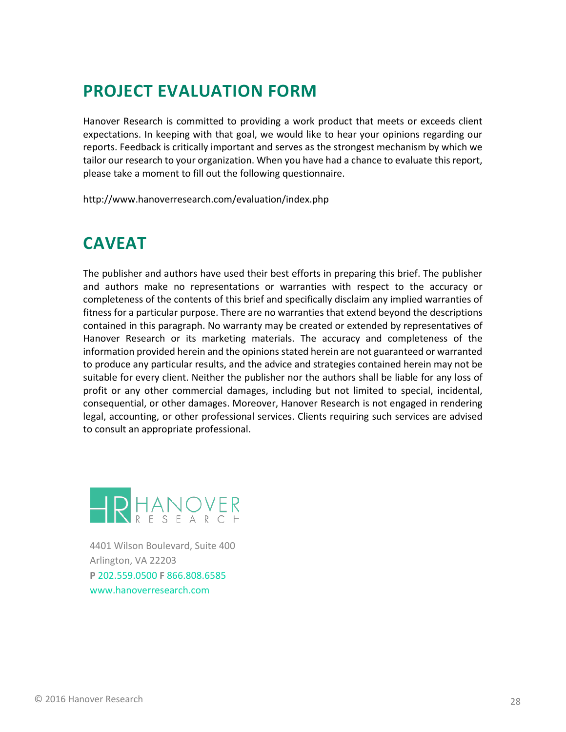## PROJECT EVALUATION FORM

Hanover Research is committed to providing a work product that meets or exceeds client expectations. In keeping with that goal, we would like to hear your opinions regarding our reports. Feedback is critically important and serves as the strongest mechanism by which we tailor our research to your organization. When you have had a chance to evaluate this report, please take a moment to fill out the following questionnaire.

http://www.hanoverresearch.com/evaluation/index.php

## CAVEAT

The publisher and authors have used their best efforts in preparing this brief. The publisher and authors make no representations or warranties with respect to the accuracy or completeness of the contents of this brief and specifically disclaim any implied warranties of fitness for a particular purpose. There are no warranties that extend beyond the descriptions contained in this paragraph. No warranty may be created or extended by representatives of Hanover Research or its marketing materials. The accuracy and completeness of the information provided herein and the opinions stated herein are not guaranteed or warranted to produce any particular results, and the advice and strategies contained herein may not be suitable for every client. Neither the publisher nor the authors shall be liable for any loss of profit or any other commercial damages, including but not limited to special, incidental, consequential, or other damages. Moreover, Hanover Research is not engaged in rendering legal, accounting, or other professional services. Clients requiring such services are advised to consult an appropriate professional.

HANOVER RESEARCH

4401 Wilson Boulevard, Suite 400
Arlington, VA 22203
**P** 202.559.0500 **F** 866.808.6585
www.hanoverresearch.com